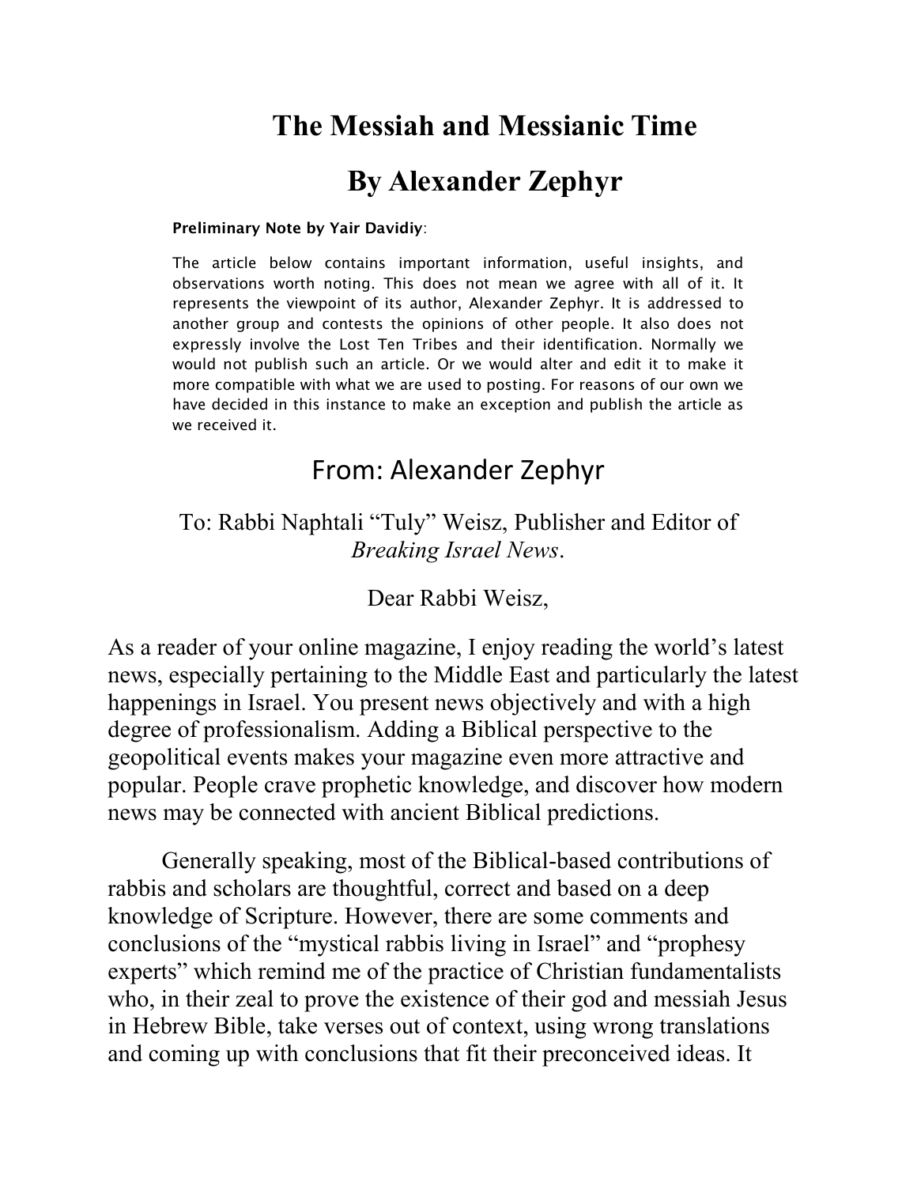# The Messiah and Messianic Time

## By Alexander Zephyr

**Preliminary Note by Yair Davidiy**:

The article below contains important information, useful insights, and observations worth noting. This does not mean we agree with all of it. It represents the viewpoint of its author, Alexander Zephyr. It is addressed to another group and contests the opinions of other people. It also does not expressly involve the Lost Ten Tribes and their identification. Normally we would not publish such an article. Or we would alter and edit it to make it more compatible with what we are used to posting. For reasons of our own we have decided in this instance to make an exception and publish the article as we received it.

## From: Alexander Zephyr

To: Rabbi Naphtali "Tuly" Weisz, Publisher and Editor of *Breaking Israel News*.

Dear Rabbi Weisz,

As a reader of your online magazine, I enjoy reading the world's latest news, especially pertaining to the Middle East and particularly the latest happenings in Israel. You present news objectively and with a high degree of professionalism. Adding a Biblical perspective to the geopolitical events makes your magazine even more attractive and popular. People crave prophetic knowledge, and discover how modern news may be connected with ancient Biblical predictions.

Generally speaking, most of the Biblical-based contributions of rabbis and scholars are thoughtful, correct and based on a deep knowledge of Scripture. However, there are some comments and conclusions of the "mystical rabbis living in Israel" and "prophesy experts" which remind me of the practice of Christian fundamentalists who, in their zeal to prove the existence of their god and messiah Jesus in Hebrew Bible, take verses out of context, using wrong translations and coming up with conclusions that fit their preconceived ideas. It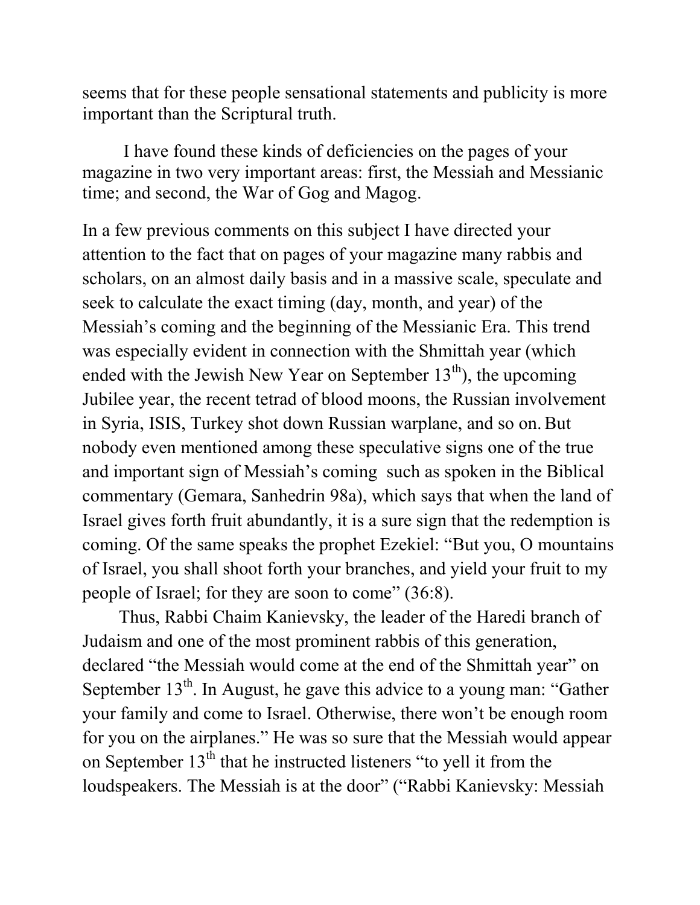seems that for these people sensational statements and publicity is more important than the Scriptural truth.

I have found these kinds of deficiencies on the pages of your magazine in two very important areas: first, the Messiah and Messianic time; and second, the War of Gog and Magog.

In a few previous comments on this subject I have directed your attention to the fact that on pages of your magazine many rabbis and scholars, on an almost daily basis and in a massive scale, speculate and seek to calculate the exact timing (day, month, and year) of the Messiah's coming and the beginning of the Messianic Era. This trend was especially evident in connection with the Shmittah year (which ended with the Jewish New Year on September 13th), the upcoming Jubilee year, the recent tetrad of blood moons, the Russian involvement in Syria, ISIS, Turkey shot down Russian warplane, and so on. But nobody even mentioned among these speculative signs one of the true and important sign of Messiah's coming such as spoken in the Biblical commentary (Gemara, Sanhedrin 98a), which says that when the land of Israel gives forth fruit abundantly, it is a sure sign that the redemption is coming. Of the same speaks the prophet Ezekiel: "But you, O mountains of Israel, you shall shoot forth your branches, and yield your fruit to my people of Israel; for they are soon to come" (36:8).

Thus, Rabbi Chaim Kanievsky, the leader of the Haredi branch of Judaism and one of the most prominent rabbis of this generation, declared "the Messiah would come at the end of the Shmittah year" on September 13th. In August, he gave this advice to a young man: "Gather your family and come to Israel. Otherwise, there won't be enough room for you on the airplanes." He was so sure that the Messiah would appear on September 13th that he instructed listeners "to yell it from the loudspeakers. The Messiah is at the door" ("Rabbi Kanievsky: Messiah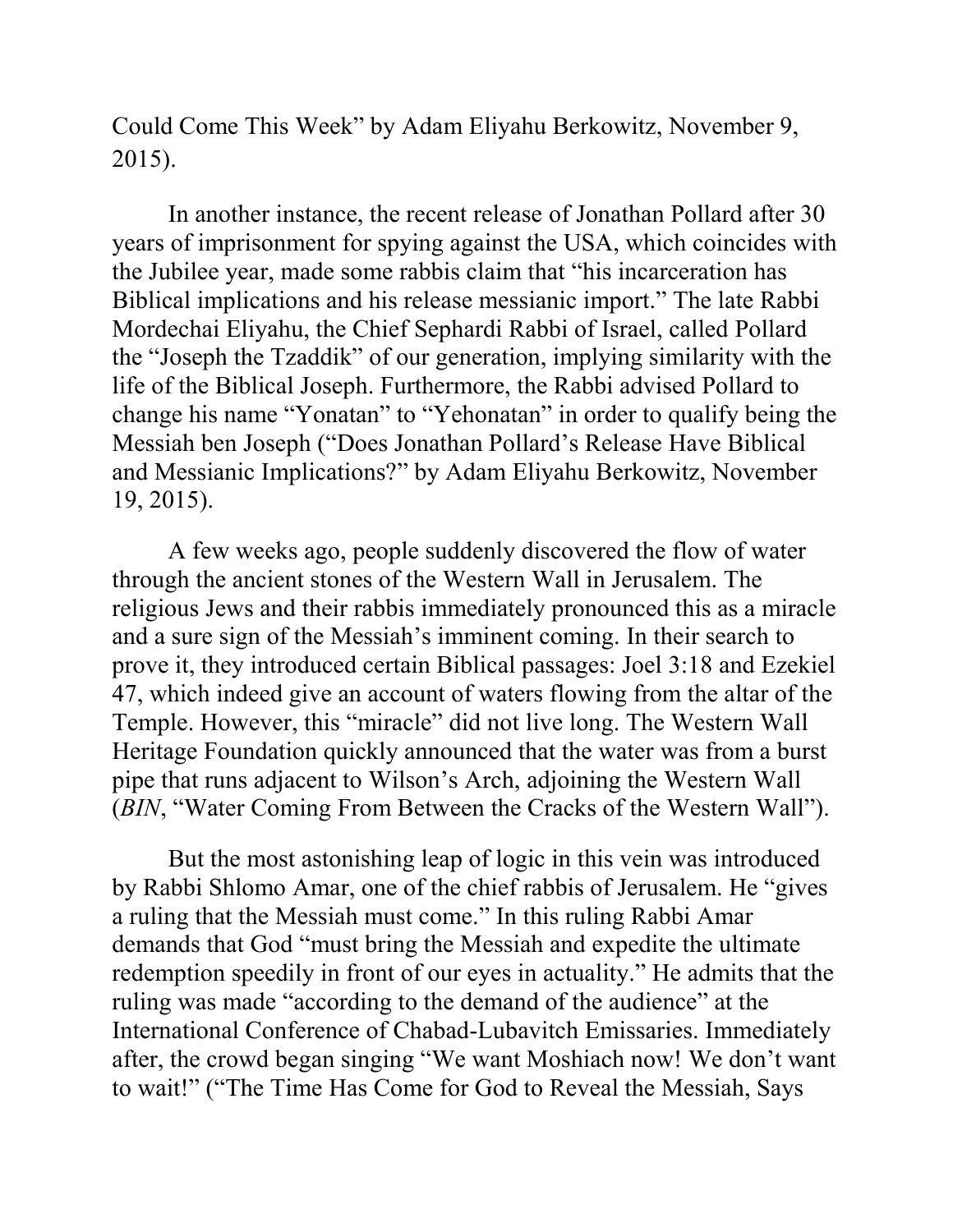Could Come This Week" by Adam Eliyahu Berkowitz, November 9, 2015).

In another instance, the recent release of Jonathan Pollard after 30 years of imprisonment for spying against the USA, which coincides with the Jubilee year, made some rabbis claim that "his incarceration has Biblical implications and his release messianic import." The late Rabbi Mordechai Eliyahu, the Chief Sephardi Rabbi of Israel, called Pollard the "Joseph the Tzaddik" of our generation, implying similarity with the life of the Biblical Joseph. Furthermore, the Rabbi advised Pollard to change his name "Yonatan" to "Yehonatan" in order to qualify being the Messiah ben Joseph ("Does Jonathan Pollard's Release Have Biblical and Messianic Implications?" by Adam Eliyahu Berkowitz, November 19, 2015).

A few weeks ago, people suddenly discovered the flow of water through the ancient stones of the Western Wall in Jerusalem. The religious Jews and their rabbis immediately pronounced this as a miracle and a sure sign of the Messiah's imminent coming. In their search to prove it, they introduced certain Biblical passages: Joel 3:18 and Ezekiel 47, which indeed give an account of waters flowing from the altar of the Temple. However, this "miracle" did not live long. The Western Wall Heritage Foundation quickly announced that the water was from a burst pipe that runs adjacent to Wilson's Arch, adjoining the Western Wall (*BIN*, "Water Coming From Between the Cracks of the Western Wall").

But the most astonishing leap of logic in this vein was introduced by Rabbi Shlomo Amar, one of the chief rabbis of Jerusalem. He "gives a ruling that the Messiah must come." In this ruling Rabbi Amar demands that God "must bring the Messiah and expedite the ultimate redemption speedily in front of our eyes in actuality." He admits that the ruling was made "according to the demand of the audience" at the International Conference of Chabad-Lubavitch Emissaries. Immediately after, the crowd began singing "We want Moshiach now! We don't want to wait!" ("The Time Has Come for God to Reveal the Messiah, Says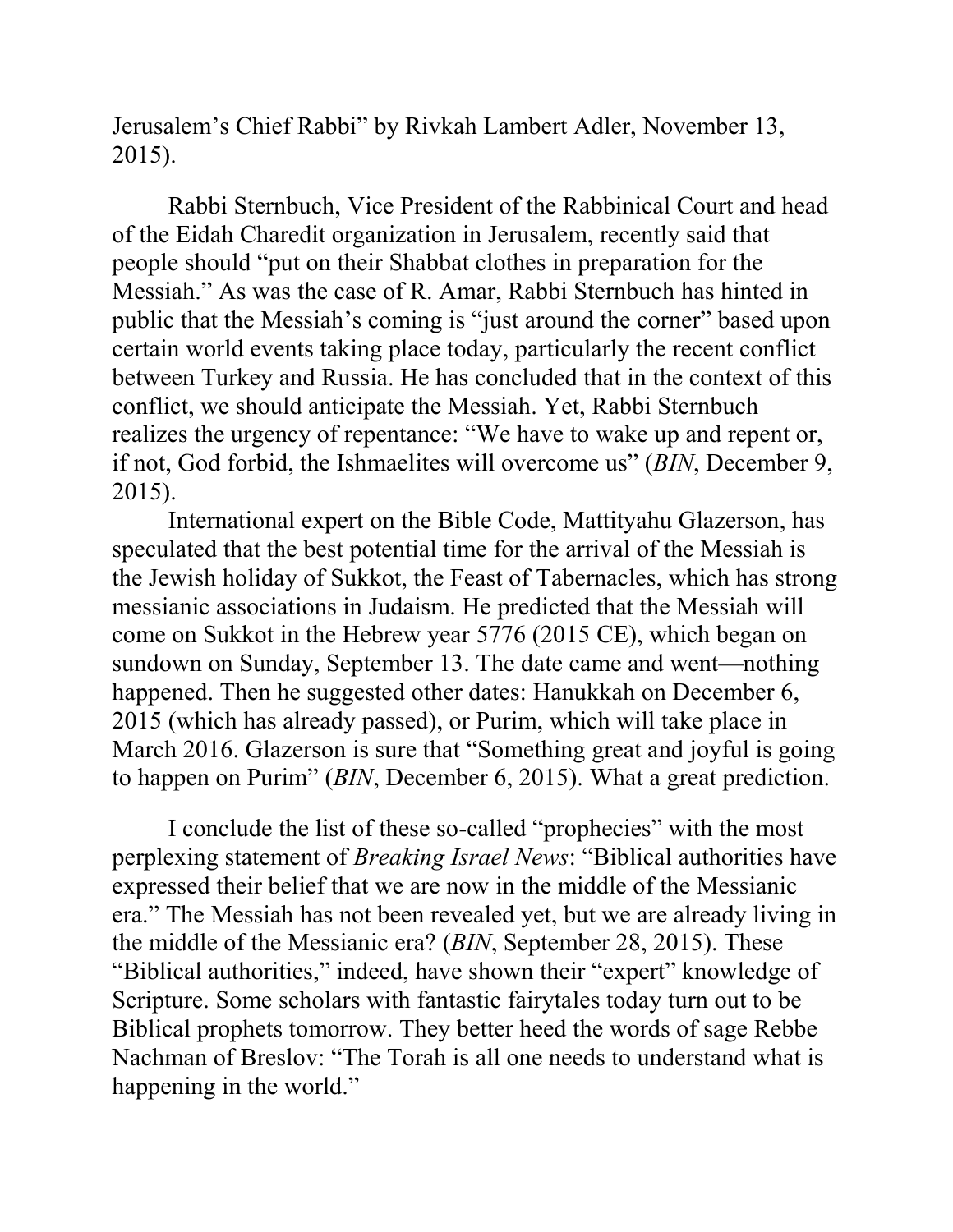Jerusalem's Chief Rabbi" by Rivkah Lambert Adler, November 13, 2015).

Rabbi Sternbuch, Vice President of the Rabbinical Court and head of the Eidah Charedit organization in Jerusalem, recently said that people should "put on their Shabbat clothes in preparation for the Messiah." As was the case of R. Amar, Rabbi Sternbuch has hinted in public that the Messiah's coming is "just around the corner" based upon certain world events taking place today, particularly the recent conflict between Turkey and Russia. He has concluded that in the context of this conflict, we should anticipate the Messiah. Yet, Rabbi Sternbuch realizes the urgency of repentance: "We have to wake up and repent or, if not, God forbid, the Ishmaelites will overcome us" (*BIN*, December 9, 2015).

International expert on the Bible Code, Mattityahu Glazerson, has speculated that the best potential time for the arrival of the Messiah is the Jewish holiday of Sukkot, the Feast of Tabernacles, which has strong messianic associations in Judaism. He predicted that the Messiah will come on Sukkot in the Hebrew year 5776 (2015 CE), which began on sundown on Sunday, September 13. The date came and went—nothing happened. Then he suggested other dates: Hanukkah on December 6, 2015 (which has already passed), or Purim, which will take place in March 2016. Glazerson is sure that "Something great and joyful is going to happen on Purim" (*BIN*, December 6, 2015). What a great prediction.

I conclude the list of these so-called "prophecies" with the most perplexing statement of *Breaking Israel News*: "Biblical authorities have expressed their belief that we are now in the middle of the Messianic era." The Messiah has not been revealed yet, but we are already living in the middle of the Messianic era? (*BIN*, September 28, 2015). These "Biblical authorities," indeed, have shown their "expert" knowledge of Scripture. Some scholars with fantastic fairytales today turn out to be Biblical prophets tomorrow. They better heed the words of sage Rebbe Nachman of Breslov: "The Torah is all one needs to understand what is happening in the world."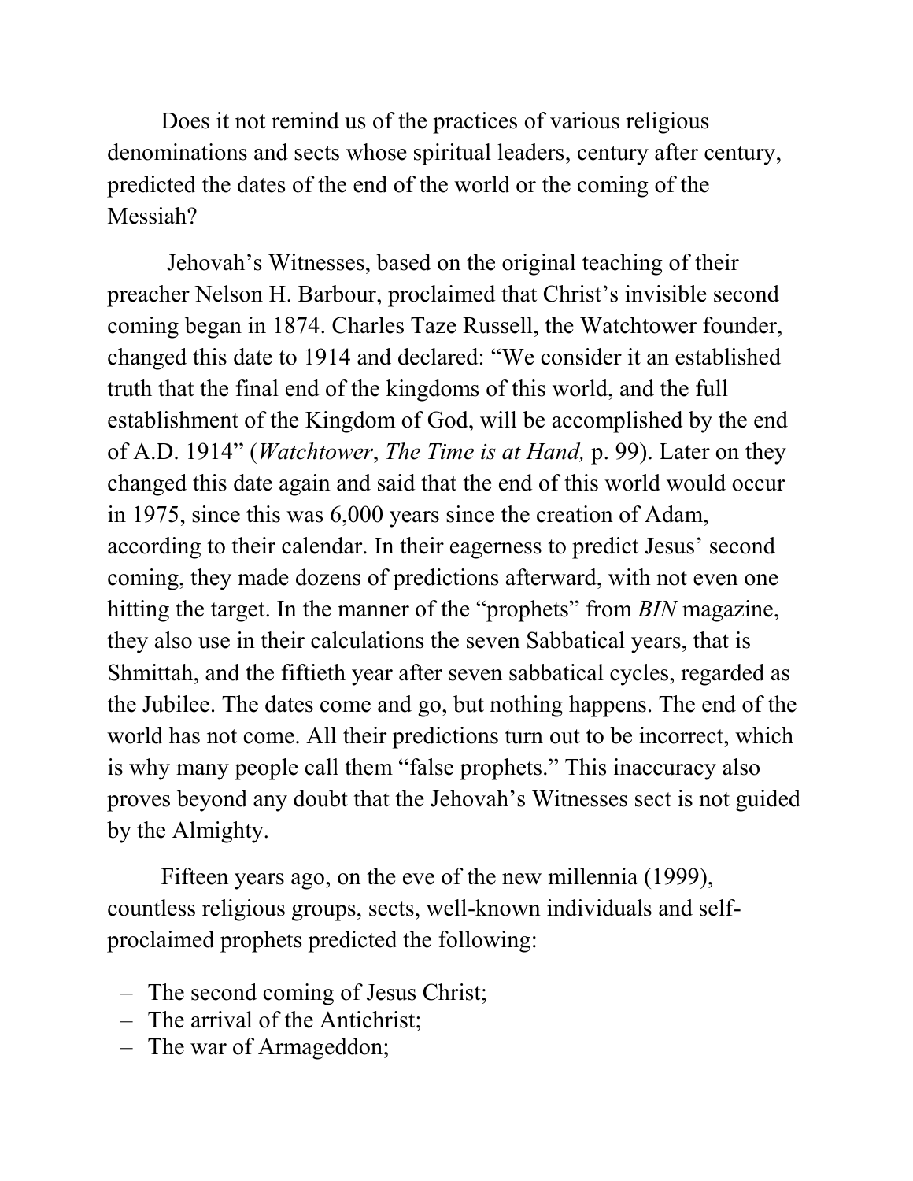Does it not remind us of the practices of various religious denominations and sects whose spiritual leaders, century after century, predicted the dates of the end of the world or the coming of the Messiah?

Jehovah's Witnesses, based on the original teaching of their preacher Nelson H. Barbour, proclaimed that Christ's invisible second coming began in 1874. Charles Taze Russell, the Watchtower founder, changed this date to 1914 and declared: "We consider it an established truth that the final end of the kingdoms of this world, and the full establishment of the Kingdom of God, will be accomplished by the end of A.D. 1914" (*Watchtower*, *The Time is at Hand,* p. 99). Later on they changed this date again and said that the end of this world would occur in 1975, since this was 6,000 years since the creation of Adam, according to their calendar. In their eagerness to predict Jesus' second coming, they made dozens of predictions afterward, with not even one hitting the target. In the manner of the "prophets" from *BIN* magazine, they also use in their calculations the seven Sabbatical years, that is Shmittah, and the fiftieth year after seven sabbatical cycles, regarded as the Jubilee. The dates come and go, but nothing happens. The end of the world has not come. All their predictions turn out to be incorrect, which is why many people call them "false prophets." This inaccuracy also proves beyond any doubt that the Jehovah's Witnesses sect is not guided by the Almighty.

Fifteen years ago, on the eve of the new millennia (1999), countless religious groups, sects, well-known individuals and self-proclaimed prophets predicted the following:

- The second coming of Jesus Christ;
- The arrival of the Antichrist;
- The war of Armageddon;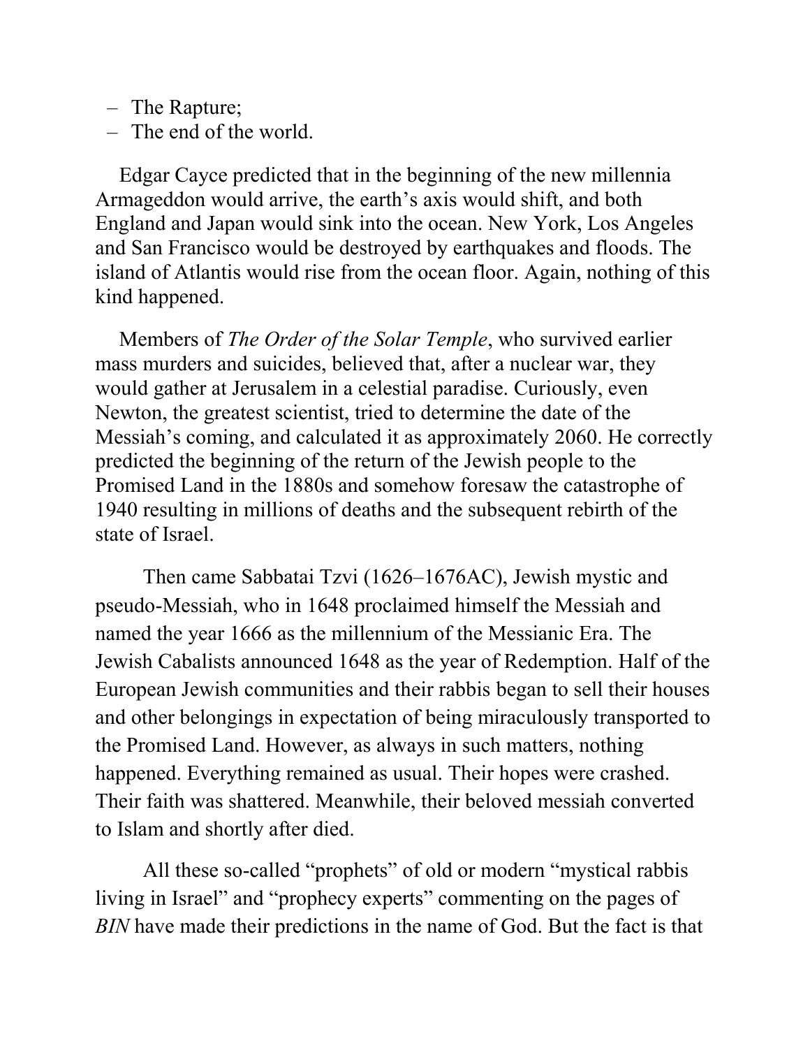- The Rapture;
- The end of the world.

Edgar Cayce predicted that in the beginning of the new millennia Armageddon would arrive, the earth's axis would shift, and both England and Japan would sink into the ocean. New York, Los Angeles and San Francisco would be destroyed by earthquakes and floods. The island of Atlantis would rise from the ocean floor. Again, nothing of this kind happened.

Members of *The Order of the Solar Temple*, who survived earlier mass murders and suicides, believed that, after a nuclear war, they would gather at Jerusalem in a celestial paradise. Curiously, even Newton, the greatest scientist, tried to determine the date of the Messiah's coming, and calculated it as approximately 2060. He correctly predicted the beginning of the return of the Jewish people to the Promised Land in the 1880s and somehow foresaw the catastrophe of 1940 resulting in millions of deaths and the subsequent rebirth of the state of Israel.

Then came Sabbatai Tzvi (1626–1676AC), Jewish mystic and pseudo-Messiah, who in 1648 proclaimed himself the Messiah and named the year 1666 as the millennium of the Messianic Era. The Jewish Cabalists announced 1648 as the year of Redemption. Half of the European Jewish communities and their rabbis began to sell their houses and other belongings in expectation of being miraculously transported to the Promised Land. However, as always in such matters, nothing happened. Everything remained as usual. Their hopes were crashed. Their faith was shattered. Meanwhile, their beloved messiah converted to Islam and shortly after died.

All these so-called "prophets" of old or modern "mystical rabbis living in Israel" and "prophecy experts" commenting on the pages of *BIN* have made their predictions in the name of God. But the fact is that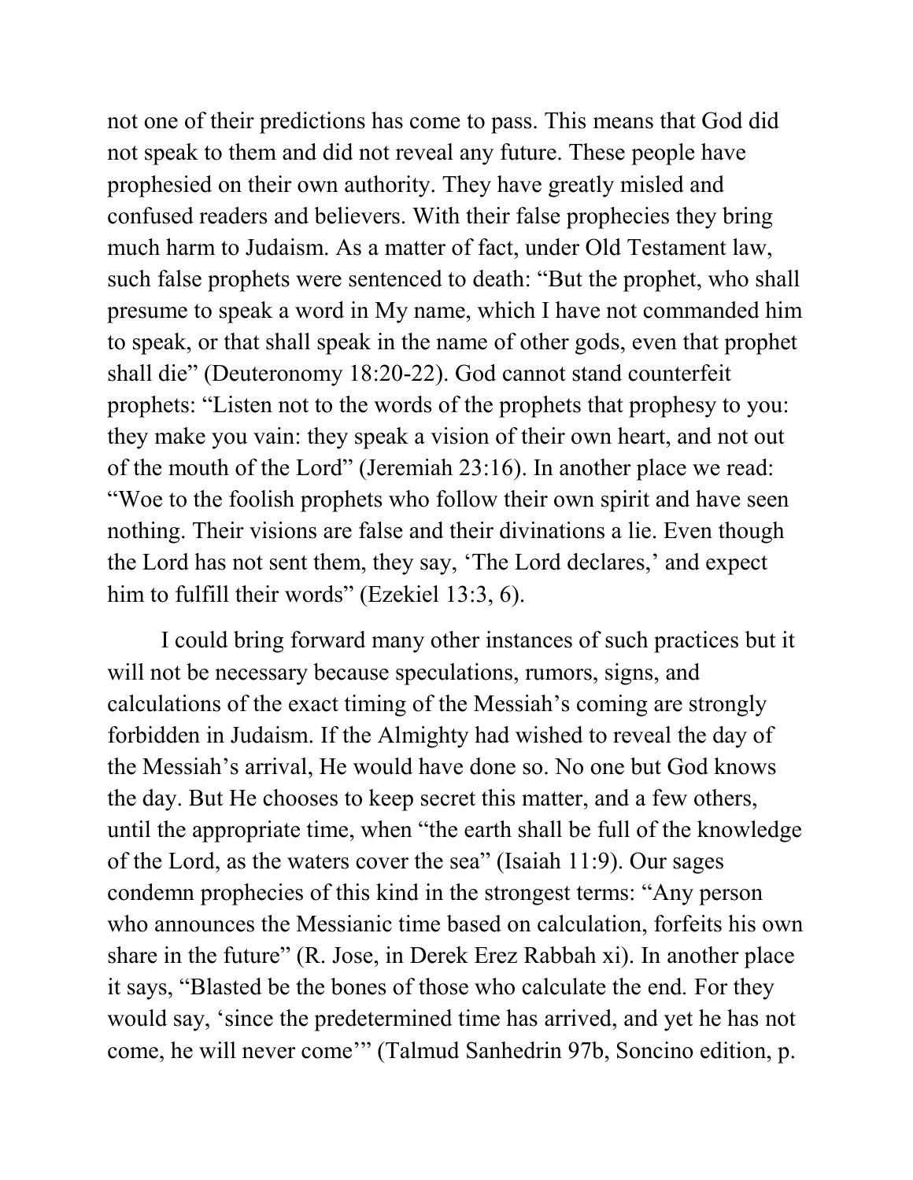not one of their predictions has come to pass. This means that God did not speak to them and did not reveal any future. These people have prophesied on their own authority. They have greatly misled and confused readers and believers. With their false prophecies they bring much harm to Judaism. As a matter of fact, under Old Testament law, such false prophets were sentenced to death: "But the prophet, who shall presume to speak a word in My name, which I have not commanded him to speak, or that shall speak in the name of other gods, even that prophet shall die" (Deuteronomy 18:20-22). God cannot stand counterfeit prophets: "Listen not to the words of the prophets that prophesy to you: they make you vain: they speak a vision of their own heart, and not out of the mouth of the Lord" (Jeremiah 23:16). In another place we read: "Woe to the foolish prophets who follow their own spirit and have seen nothing. Their visions are false and their divinations a lie. Even though the Lord has not sent them, they say, 'The Lord declares,' and expect him to fulfill their words" (Ezekiel 13:3, 6).

I could bring forward many other instances of such practices but it will not be necessary because speculations, rumors, signs, and calculations of the exact timing of the Messiah's coming are strongly forbidden in Judaism. If the Almighty had wished to reveal the day of the Messiah's arrival, He would have done so. No one but God knows the day. But He chooses to keep secret this matter, and a few others, until the appropriate time, when "the earth shall be full of the knowledge of the Lord, as the waters cover the sea" (Isaiah 11:9). Our sages condemn prophecies of this kind in the strongest terms: "Any person who announces the Messianic time based on calculation, forfeits his own share in the future" (R. Jose, in Derek Erez Rabbah xi). In another place it says, "Blasted be the bones of those who calculate the end. For they would say, 'since the predetermined time has arrived, and yet he has not come, he will never come'" (Talmud Sanhedrin 97b, Soncino edition, p.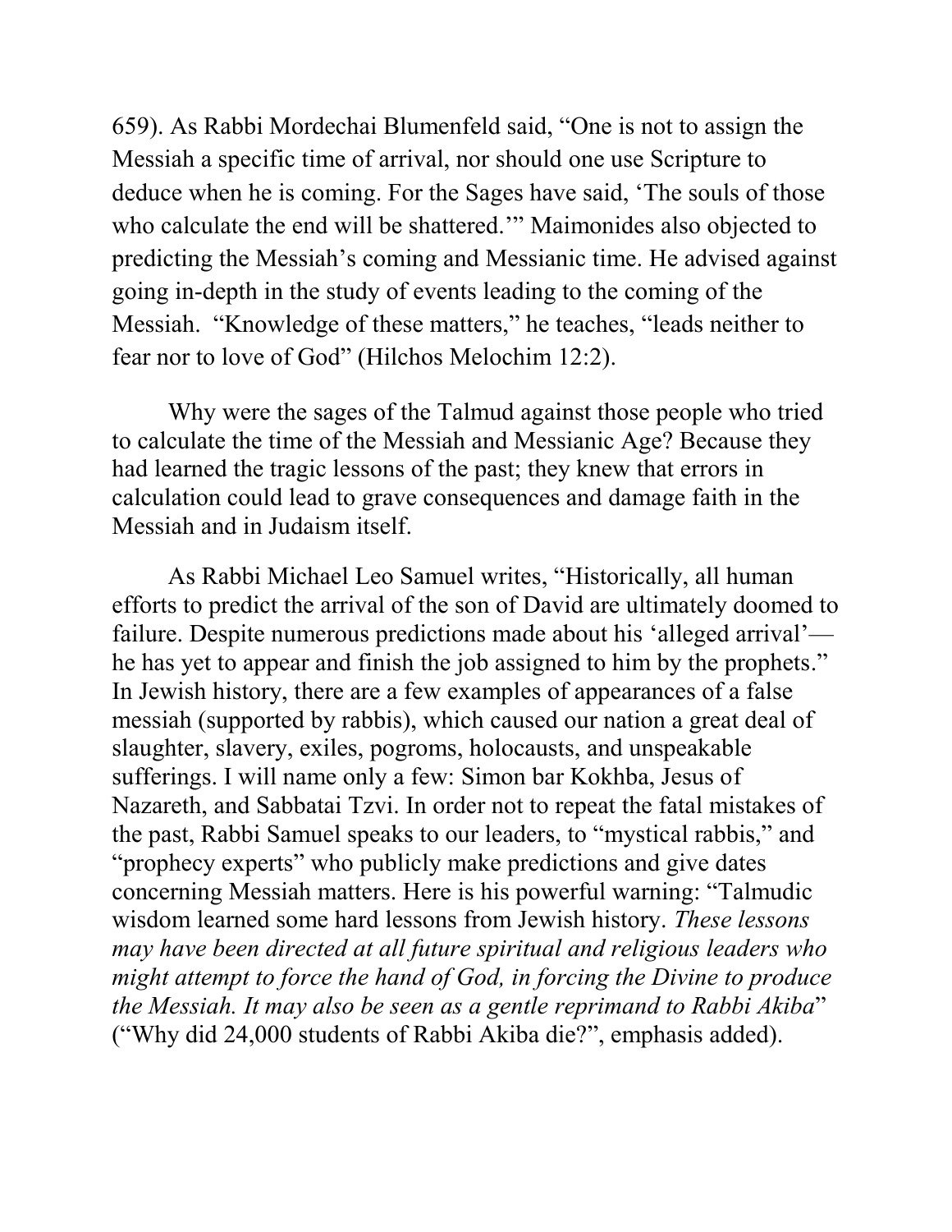659). As Rabbi Mordechai Blumenfeld said, "One is not to assign the Messiah a specific time of arrival, nor should one use Scripture to deduce when he is coming. For the Sages have said, 'The souls of those who calculate the end will be shattered.'" Maimonides also objected to predicting the Messiah's coming and Messianic time. He advised against going in-depth in the study of events leading to the coming of the Messiah. "Knowledge of these matters," he teaches, "leads neither to fear nor to love of God" (Hilchos Melochim 12:2).

Why were the sages of the Talmud against those people who tried to calculate the time of the Messiah and Messianic Age? Because they had learned the tragic lessons of the past; they knew that errors in calculation could lead to grave consequences and damage faith in the Messiah and in Judaism itself.

As Rabbi Michael Leo Samuel writes, "Historically, all human efforts to predict the arrival of the son of David are ultimately doomed to failure. Despite numerous predictions made about his 'alleged arrival'—he has yet to appear and finish the job assigned to him by the prophets." In Jewish history, there are a few examples of appearances of a false messiah (supported by rabbis), which caused our nation a great deal of slaughter, slavery, exiles, pogroms, holocausts, and unspeakable sufferings. I will name only a few: Simon bar Kokhba, Jesus of Nazareth, and Sabbatai Tzvi. In order not to repeat the fatal mistakes of the past, Rabbi Samuel speaks to our leaders, to "mystical rabbis," and "prophecy experts" who publicly make predictions and give dates concerning Messiah matters. Here is his powerful warning: "Talmudic wisdom learned some hard lessons from Jewish history. *These lessons may have been directed at all future spiritual and religious leaders who might attempt to force the hand of God, in forcing the Divine to produce the Messiah. It may also be seen as a gentle reprimand to Rabbi Akiba*" ("Why did 24,000 students of Rabbi Akiba die?", emphasis added).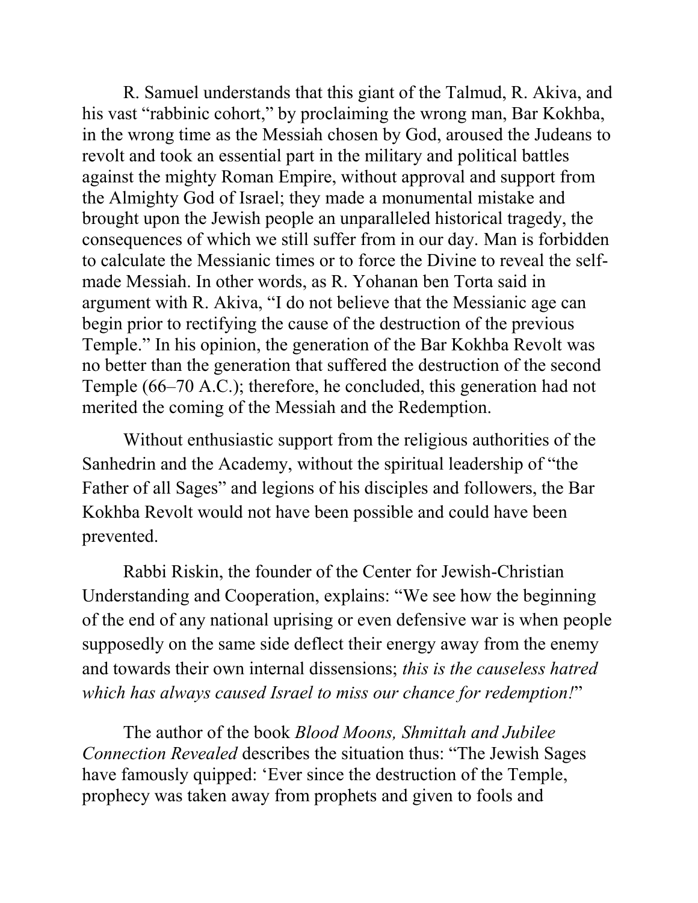R. Samuel understands that this giant of the Talmud, R. Akiva, and his vast "rabbinic cohort," by proclaiming the wrong man, Bar Kokhba, in the wrong time as the Messiah chosen by God, aroused the Judeans to revolt and took an essential part in the military and political battles against the mighty Roman Empire, without approval and support from the Almighty God of Israel; they made a monumental mistake and brought upon the Jewish people an unparalleled historical tragedy, the consequences of which we still suffer from in our day. Man is forbidden to calculate the Messianic times or to force the Divine to reveal the self-made Messiah. In other words, as R. Yohanan ben Torta said in argument with R. Akiva, "I do not believe that the Messianic age can begin prior to rectifying the cause of the destruction of the previous Temple." In his opinion, the generation of the Bar Kokhba Revolt was no better than the generation that suffered the destruction of the second Temple (66–70 A.C.); therefore, he concluded, this generation had not merited the coming of the Messiah and the Redemption.

Without enthusiastic support from the religious authorities of the Sanhedrin and the Academy, without the spiritual leadership of "the Father of all Sages" and legions of his disciples and followers, the Bar Kokhba Revolt would not have been possible and could have been prevented.

Rabbi Riskin, the founder of the Center for Jewish-Christian Understanding and Cooperation, explains: "We see how the beginning of the end of any national uprising or even defensive war is when people supposedly on the same side deflect their energy away from the enemy and towards their own internal dissensions; *this is the causeless hatred which has always caused Israel to miss our chance for redemption!*"

The author of the book *Blood Moons, Shmittah and Jubilee Connection Revealed* describes the situation thus: "The Jewish Sages have famously quipped: 'Ever since the destruction of the Temple, prophecy was taken away from prophets and given to fools and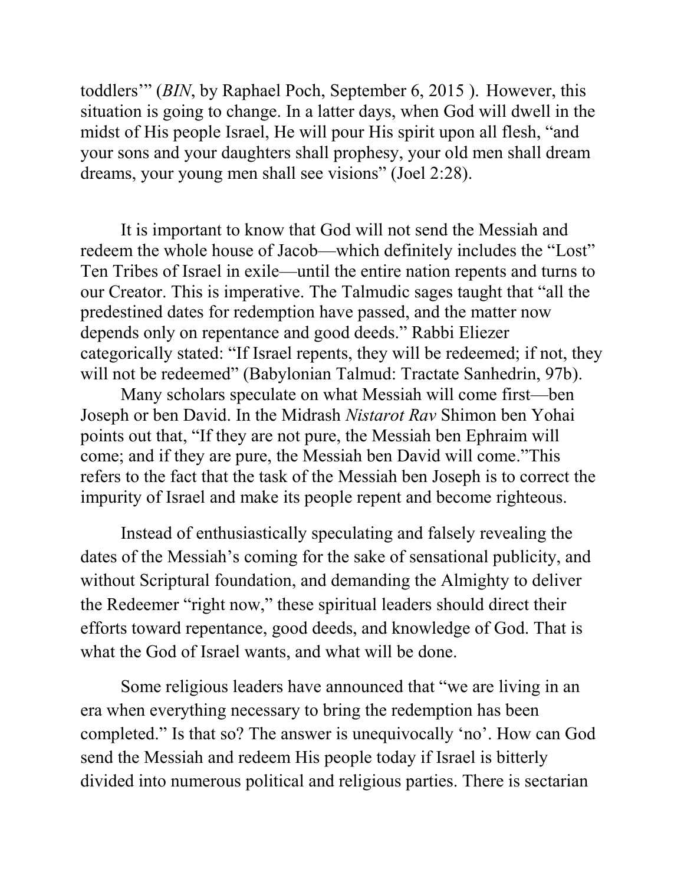toddlers'" (*BIN*, by Raphael Poch, September 6, 2015 ). However, this situation is going to change. In a latter days, when God will dwell in the midst of His people Israel, He will pour His spirit upon all flesh, "and your sons and your daughters shall prophesy, your old men shall dream dreams, your young men shall see visions" (Joel 2:28).

It is important to know that God will not send the Messiah and redeem the whole house of Jacob—which definitely includes the "Lost" Ten Tribes of Israel in exile—until the entire nation repents and turns to our Creator. This is imperative. The Talmudic sages taught that "all the predestined dates for redemption have passed, and the matter now depends only on repentance and good deeds." Rabbi Eliezer categorically stated: "If Israel repents, they will be redeemed; if not, they will not be redeemed" (Babylonian Talmud: Tractate Sanhedrin, 97b).

Many scholars speculate on what Messiah will come first—ben Joseph or ben David. In the Midrash *Nistarot Rav* Shimon ben Yohai points out that, "If they are not pure, the Messiah ben Ephraim will come; and if they are pure, the Messiah ben David will come."This refers to the fact that the task of the Messiah ben Joseph is to correct the impurity of Israel and make its people repent and become righteous.

Instead of enthusiastically speculating and falsely revealing the dates of the Messiah's coming for the sake of sensational publicity, and without Scriptural foundation, and demanding the Almighty to deliver the Redeemer "right now," these spiritual leaders should direct their efforts toward repentance, good deeds, and knowledge of God. That is what the God of Israel wants, and what will be done.

Some religious leaders have announced that "we are living in an era when everything necessary to bring the redemption has been completed." Is that so? The answer is unequivocally 'no'. How can God send the Messiah and redeem His people today if Israel is bitterly divided into numerous political and religious parties. There is sectarian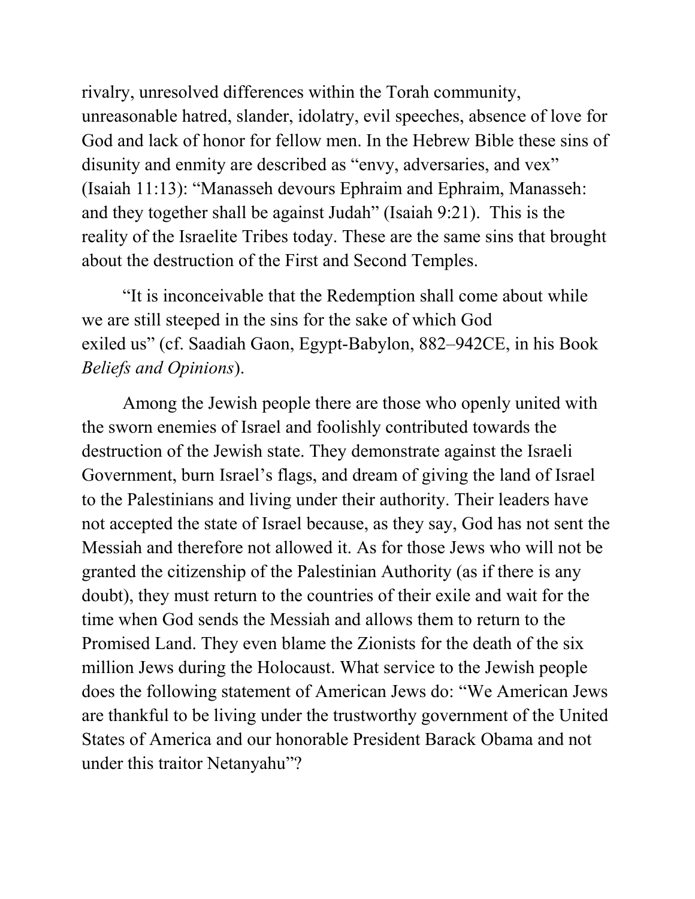rivalry, unresolved differences within the Torah community, unreasonable hatred, slander, idolatry, evil speeches, absence of love for God and lack of honor for fellow men. In the Hebrew Bible these sins of disunity and enmity are described as "envy, adversaries, and vex" (Isaiah 11:13): "Manasseh devours Ephraim and Ephraim, Manasseh: and they together shall be against Judah" (Isaiah 9:21). This is the reality of the Israelite Tribes today. These are the same sins that brought about the destruction of the First and Second Temples.

"It is inconceivable that the Redemption shall come about while we are still steeped in the sins for the sake of which God exiled us" (cf. Saadiah Gaon, Egypt-Babylon, 882–942CE, in his Book *Beliefs and Opinions*).

Among the Jewish people there are those who openly united with the sworn enemies of Israel and foolishly contributed towards the destruction of the Jewish state. They demonstrate against the Israeli Government, burn Israel's flags, and dream of giving the land of Israel to the Palestinians and living under their authority. Their leaders have not accepted the state of Israel because, as they say, God has not sent the Messiah and therefore not allowed it. As for those Jews who will not be granted the citizenship of the Palestinian Authority (as if there is any doubt), they must return to the countries of their exile and wait for the time when God sends the Messiah and allows them to return to the Promised Land. They even blame the Zionists for the death of the six million Jews during the Holocaust. What service to the Jewish people does the following statement of American Jews do: "We American Jews are thankful to be living under the trustworthy government of the United States of America and our honorable President Barack Obama and not under this traitor Netanyahu"?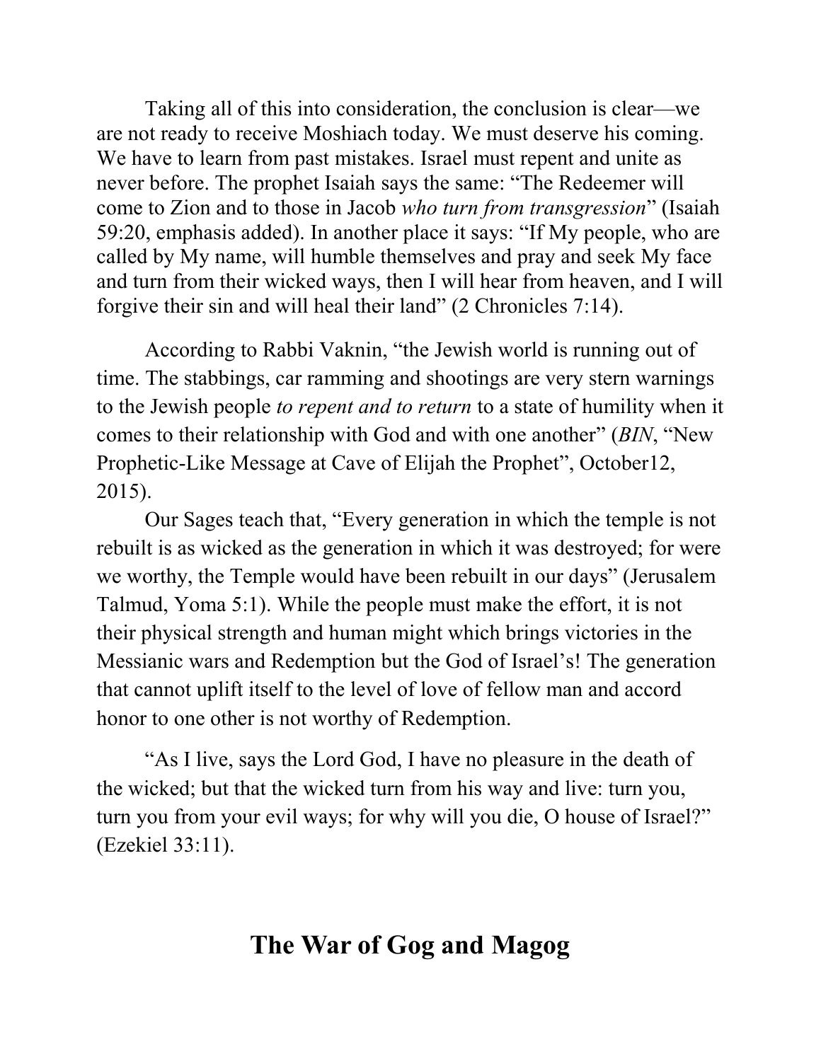Taking all of this into consideration, the conclusion is clear—we are not ready to receive Moshiach today. We must deserve his coming. We have to learn from past mistakes. Israel must repent and unite as never before. The prophet Isaiah says the same: "The Redeemer will come to Zion and to those in Jacob *who turn from transgression*" (Isaiah 59:20, emphasis added). In another place it says: "If My people, who are called by My name, will humble themselves and pray and seek My face and turn from their wicked ways, then I will hear from heaven, and I will forgive their sin and will heal their land" (2 Chronicles 7:14).

According to Rabbi Vaknin, "the Jewish world is running out of time. The stabbings, car ramming and shootings are very stern warnings to the Jewish people *to repent and to return* to a state of humility when it comes to their relationship with God and with one another" (*BIN*, "New Prophetic-Like Message at Cave of Elijah the Prophet", October12, 2015).

Our Sages teach that, "Every generation in which the temple is not rebuilt is as wicked as the generation in which it was destroyed; for were we worthy, the Temple would have been rebuilt in our days" (Jerusalem Talmud, Yoma 5:1). While the people must make the effort, it is not their physical strength and human might which brings victories in the Messianic wars and Redemption but the God of Israel's! The generation that cannot uplift itself to the level of love of fellow man and accord honor to one other is not worthy of Redemption.

"As I live, says the Lord God, I have no pleasure in the death of the wicked; but that the wicked turn from his way and live: turn you, turn you from your evil ways; for why will you die, O house of Israel?" (Ezekiel 33:11).

## The War of Gog and Magog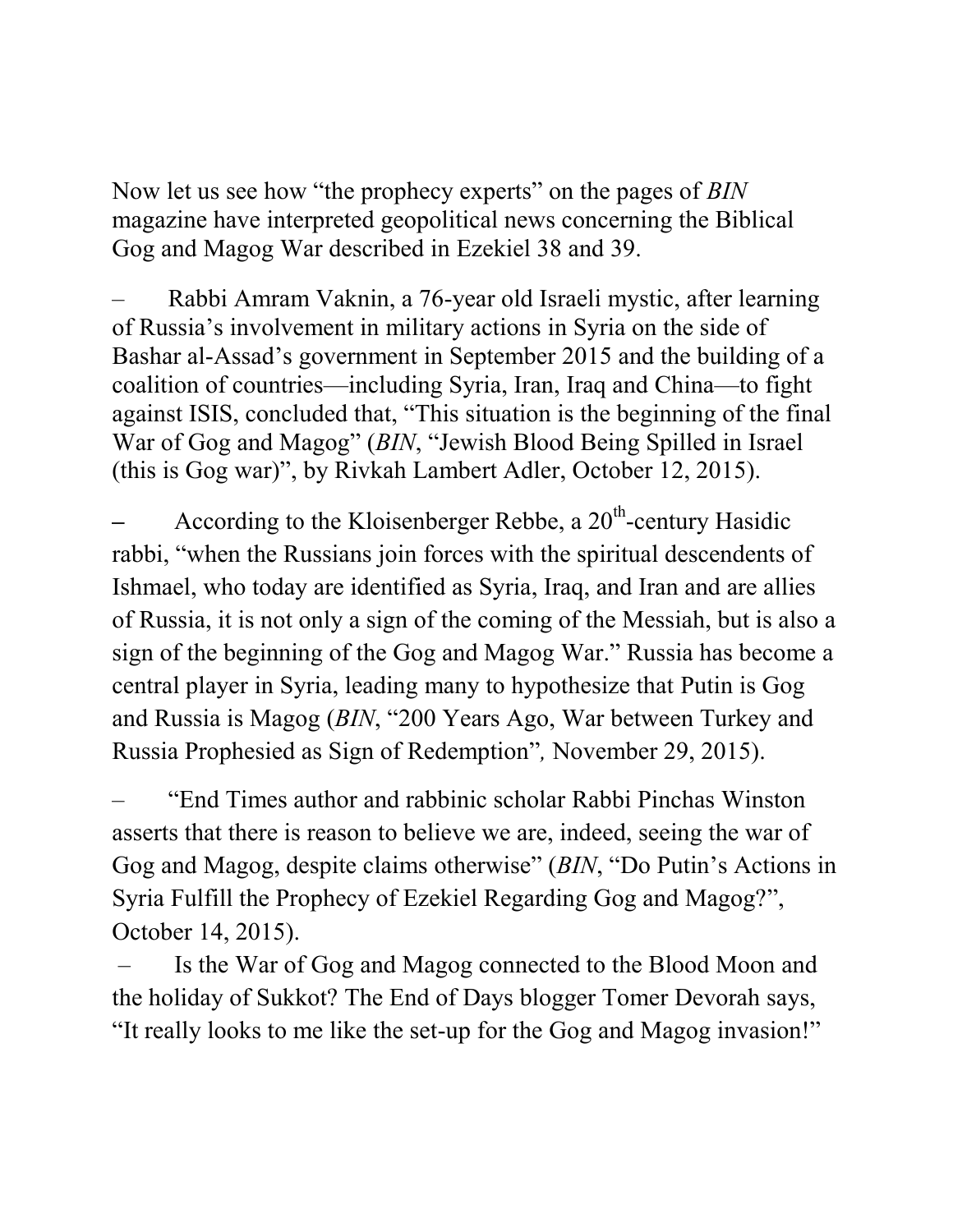Now let us see how "the prophecy experts" on the pages of *BIN* magazine have interpreted geopolitical news concerning the Biblical Gog and Magog War described in Ezekiel 38 and 39.

– Rabbi Amram Vaknin, a 76-year old Israeli mystic, after learning of Russia's involvement in military actions in Syria on the side of Bashar al-Assad's government in September 2015 and the building of a coalition of countries—including Syria, Iran, Iraq and China—to fight against ISIS, concluded that, "This situation is the beginning of the final War of Gog and Magog" (*BIN*, "Jewish Blood Being Spilled in Israel (this is Gog war)", by Rivkah Lambert Adler, October 12, 2015).

– According to the Kloisenberger Rebbe, a 20th-century Hasidic rabbi, "when the Russians join forces with the spiritual descendents of Ishmael, who today are identified as Syria, Iraq, and Iran and are allies of Russia, it is not only a sign of the coming of the Messiah, but is also a sign of the beginning of the Gog and Magog War." Russia has become a central player in Syria, leading many to hypothesize that Putin is Gog and Russia is Magog (*BIN*, "200 Years Ago, War between Turkey and Russia Prophesied as Sign of Redemption", November 29, 2015).

– "End Times author and rabbinic scholar Rabbi Pinchas Winston asserts that there is reason to believe we are, indeed, seeing the war of Gog and Magog, despite claims otherwise" (*BIN*, "Do Putin's Actions in Syria Fulfill the Prophecy of Ezekiel Regarding Gog and Magog?", October 14, 2015).

– Is the War of Gog and Magog connected to the Blood Moon and the holiday of Sukkot? The End of Days blogger Tomer Devorah says, "It really looks to me like the set-up for the Gog and Magog invasion!"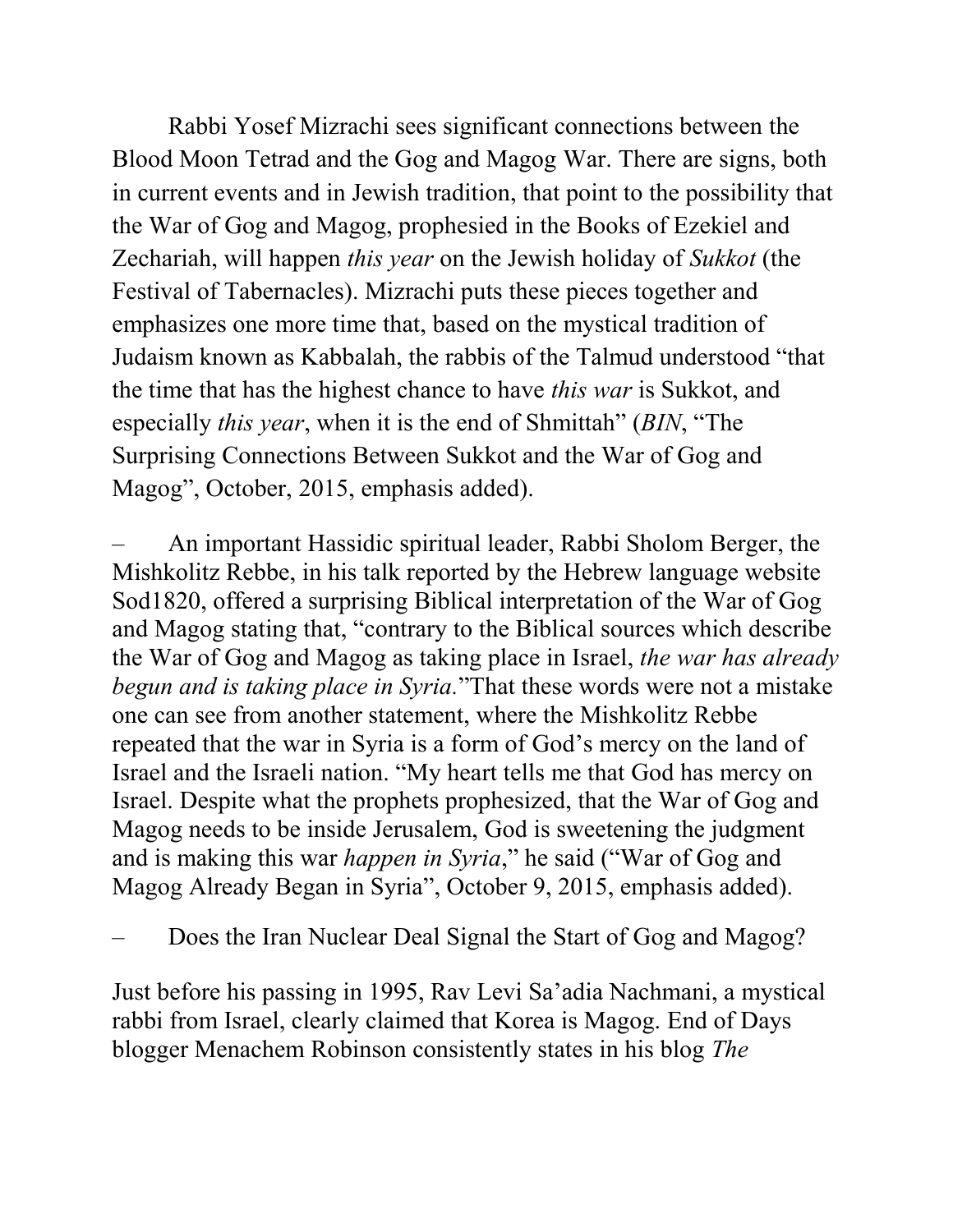Rabbi Yosef Mizrachi sees significant connections between the Blood Moon Tetrad and the Gog and Magog War. There are signs, both in current events and in Jewish tradition, that point to the possibility that the War of Gog and Magog, prophesied in the Books of Ezekiel and Zechariah, will happen *this year* on the Jewish holiday of *Sukkot* (the Festival of Tabernacles). Mizrachi puts these pieces together and emphasizes one more time that, based on the mystical tradition of Judaism known as Kabbalah, the rabbis of the Talmud understood "that the time that has the highest chance to have *this war* is Sukkot, and especially *this year*, when it is the end of Shmittah" (*BIN*, "The Surprising Connections Between Sukkot and the War of Gog and Magog", October, 2015, emphasis added).

– An important Hassidic spiritual leader, Rabbi Sholom Berger, the Mishkolitz Rebbe, in his talk reported by the Hebrew language website Sod1820, offered a surprising Biblical interpretation of the War of Gog and Magog stating that, "contrary to the Biblical sources which describe the War of Gog and Magog as taking place in Israel, *the war has already begun and is taking place in Syria.*"That these words were not a mistake one can see from another statement, where the Mishkolitz Rebbe repeated that the war in Syria is a form of God's mercy on the land of Israel and the Israeli nation. "My heart tells me that God has mercy on Israel. Despite what the prophets prophesized, that the War of Gog and Magog needs to be inside Jerusalem, God is sweetening the judgment and is making this war *happen in Syria*," he said ("War of Gog and Magog Already Began in Syria", October 9, 2015, emphasis added).

– Does the Iran Nuclear Deal Signal the Start of Gog and Magog?

Just before his passing in 1995, Rav Levi Sa'adia Nachmani, a mystical rabbi from Israel, clearly claimed that Korea is Magog. End of Days blogger Menachem Robinson consistently states in his blog *The*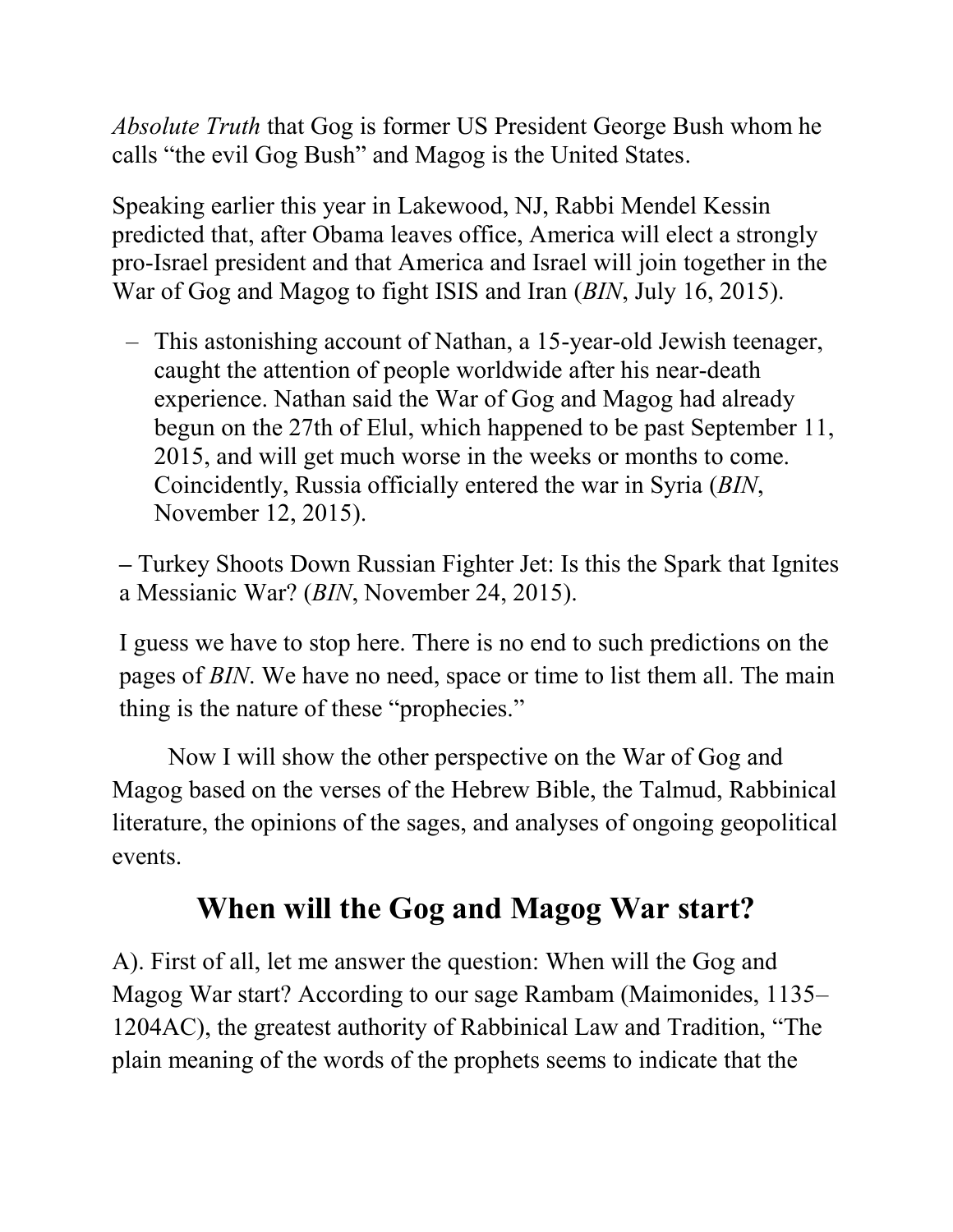*Absolute Truth* that Gog is former US President George Bush whom he calls "the evil Gog Bush" and Magog is the United States.

Speaking earlier this year in Lakewood, NJ, Rabbi Mendel Kessin predicted that, after Obama leaves office, America will elect a strongly pro-Israel president and that America and Israel will join together in the War of Gog and Magog to fight ISIS and Iran (*BIN*, July 16, 2015).

– This astonishing account of Nathan, a 15-year-old Jewish teenager, caught the attention of people worldwide after his near-death experience. Nathan said the War of Gog and Magog had already begun on the 27th of Elul, which happened to be past September 11, 2015, and will get much worse in the weeks or months to come. Coincidently, Russia officially entered the war in Syria (*BIN*, November 12, 2015).

– Turkey Shoots Down Russian Fighter Jet: Is this the Spark that Ignites a Messianic War? (*BIN*, November 24, 2015).

I guess we have to stop here. There is no end to such predictions on the pages of *BIN*. We have no need, space or time to list them all. The main thing is the nature of these "prophecies."

Now I will show the other perspective on the War of Gog and Magog based on the verses of the Hebrew Bible, the Talmud, Rabbinical literature, the opinions of the sages, and analyses of ongoing geopolitical events.

## When will the Gog and Magog War start?

A). First of all, let me answer the question: When will the Gog and Magog War start? According to our sage Rambam (Maimonides, 1135–1204AC), the greatest authority of Rabbinical Law and Tradition, "The plain meaning of the words of the prophets seems to indicate that the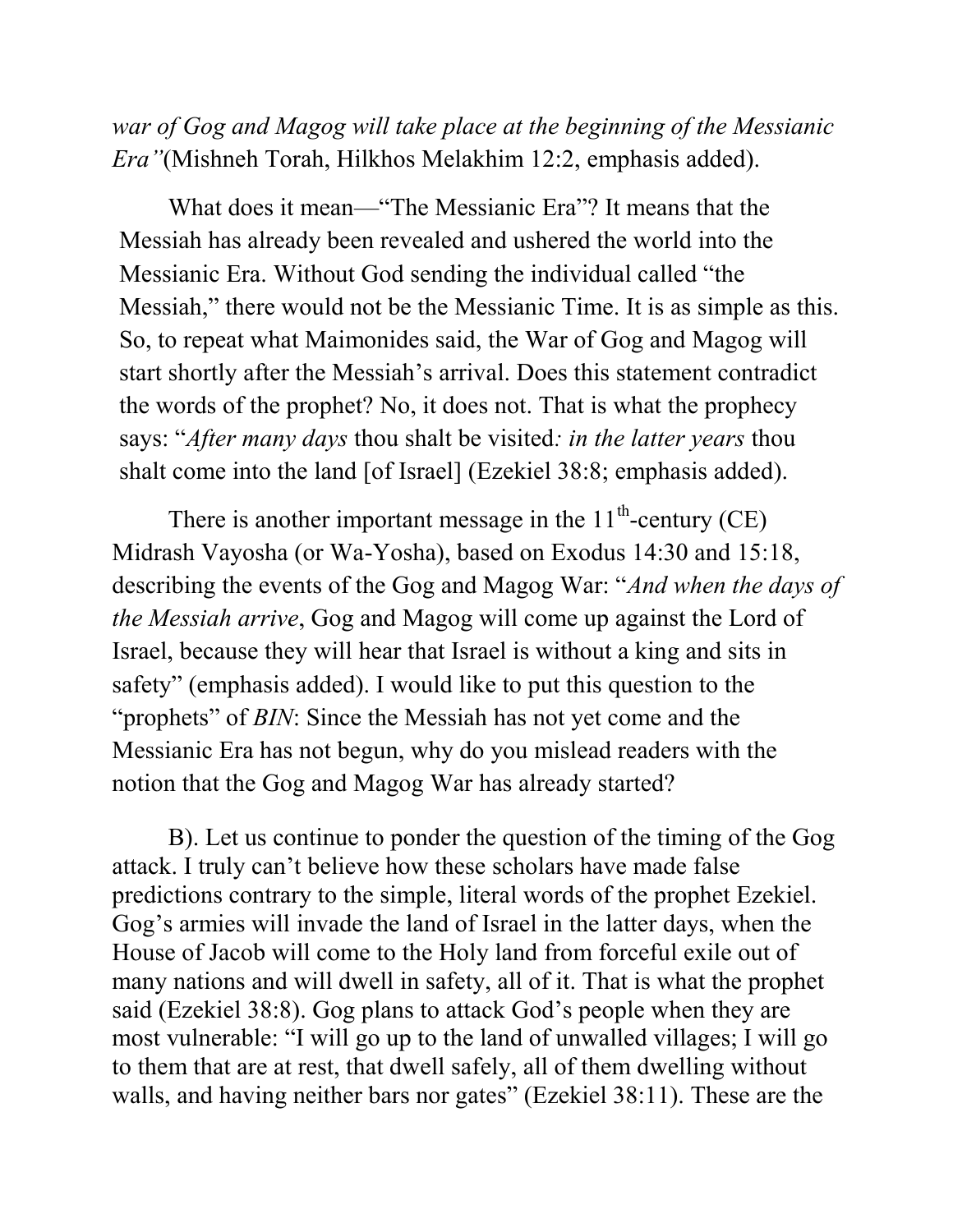*war of Gog and Magog will take place at the beginning of the Messianic Era"*(Mishneh Torah, Hilkhos Melakhim 12:2, emphasis added).

What does it mean—"The Messianic Era"? It means that the Messiah has already been revealed and ushered the world into the Messianic Era. Without God sending the individual called "the Messiah," there would not be the Messianic Time. It is as simple as this. So, to repeat what Maimonides said, the War of Gog and Magog will start shortly after the Messiah's arrival. Does this statement contradict the words of the prophet? No, it does not. That is what the prophecy says: "*After many days* thou shalt be visited*: in the latter years* thou shalt come into the land [of Israel] (Ezekiel 38:8; emphasis added).

There is another important message in the 11th-century (CE) Midrash Vayosha (or Wa-Yosha), based on Exodus 14:30 and 15:18, describing the events of the Gog and Magog War: "*And when the days of the Messiah arrive*, Gog and Magog will come up against the Lord of Israel, because they will hear that Israel is without a king and sits in safety" (emphasis added). I would like to put this question to the "prophets" of *BIN*: Since the Messiah has not yet come and the Messianic Era has not begun, why do you mislead readers with the notion that the Gog and Magog War has already started?

B). Let us continue to ponder the question of the timing of the Gog attack. I truly can't believe how these scholars have made false predictions contrary to the simple, literal words of the prophet Ezekiel. Gog's armies will invade the land of Israel in the latter days, when the House of Jacob will come to the Holy land from forceful exile out of many nations and will dwell in safety, all of it. That is what the prophet said (Ezekiel 38:8). Gog plans to attack God's people when they are most vulnerable: "I will go up to the land of unwalled villages; I will go to them that are at rest, that dwell safely, all of them dwelling without walls, and having neither bars nor gates" (Ezekiel 38:11). These are the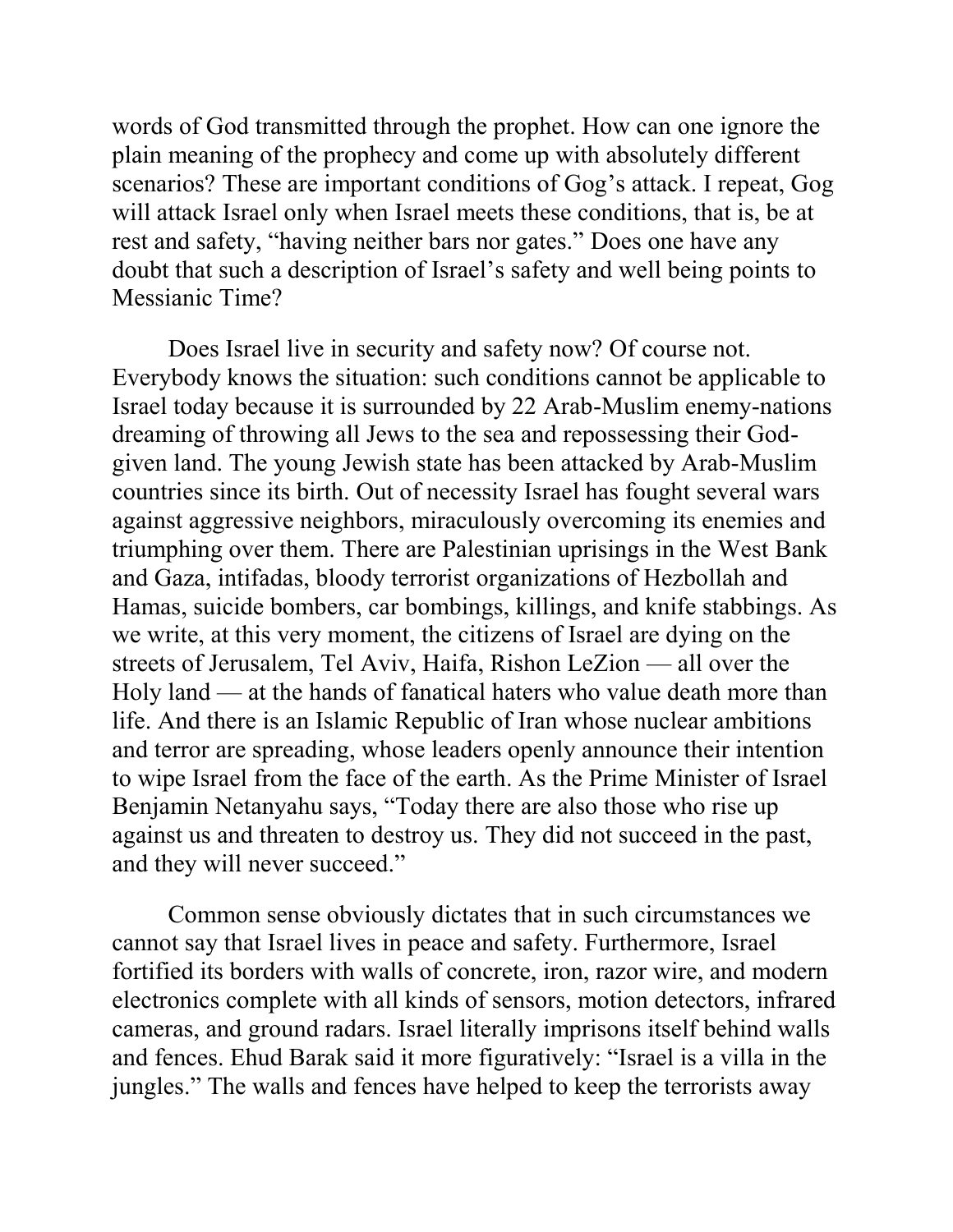words of God transmitted through the prophet. How can one ignore the plain meaning of the prophecy and come up with absolutely different scenarios? These are important conditions of Gog's attack. I repeat, Gog will attack Israel only when Israel meets these conditions, that is, be at rest and safety, "having neither bars nor gates." Does one have any doubt that such a description of Israel's safety and well being points to Messianic Time?

Does Israel live in security and safety now? Of course not. Everybody knows the situation: such conditions cannot be applicable to Israel today because it is surrounded by 22 Arab-Muslim enemy-nations dreaming of throwing all Jews to the sea and repossessing their God-given land. The young Jewish state has been attacked by Arab-Muslim countries since its birth. Out of necessity Israel has fought several wars against aggressive neighbors, miraculously overcoming its enemies and triumphing over them. There are Palestinian uprisings in the West Bank and Gaza, intifadas, bloody terrorist organizations of Hezbollah and Hamas, suicide bombers, car bombings, killings, and knife stabbings. As we write, at this very moment, the citizens of Israel are dying on the streets of Jerusalem, Tel Aviv, Haifa, Rishon LeZion — all over the Holy land — at the hands of fanatical haters who value death more than life. And there is an Islamic Republic of Iran whose nuclear ambitions and terror are spreading, whose leaders openly announce their intention to wipe Israel from the face of the earth. As the Prime Minister of Israel Benjamin Netanyahu says, "Today there are also those who rise up against us and threaten to destroy us. They did not succeed in the past, and they will never succeed."

Common sense obviously dictates that in such circumstances we cannot say that Israel lives in peace and safety. Furthermore, Israel fortified its borders with walls of concrete, iron, razor wire, and modern electronics complete with all kinds of sensors, motion detectors, infrared cameras, and ground radars. Israel literally imprisons itself behind walls and fences. Ehud Barak said it more figuratively: "Israel is a villa in the jungles." The walls and fences have helped to keep the terrorists away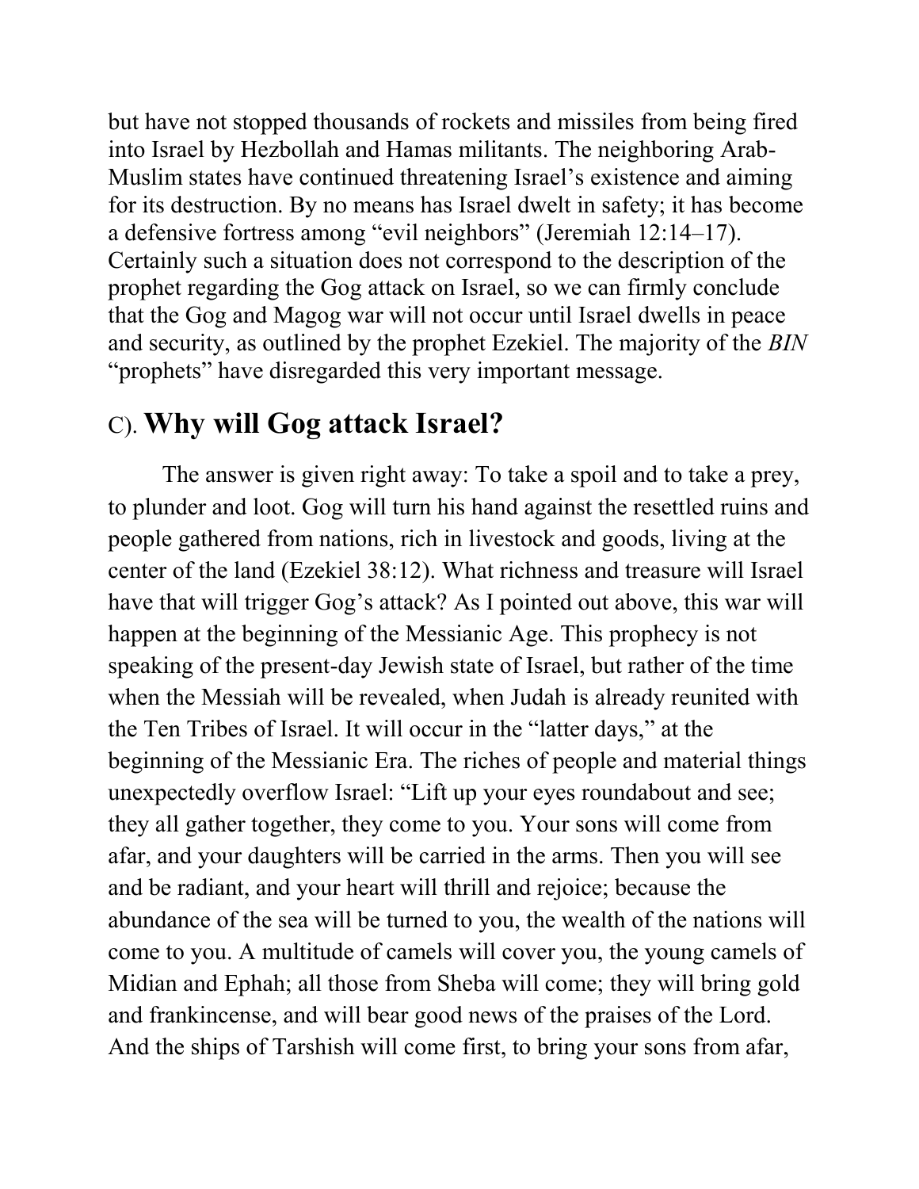but have not stopped thousands of rockets and missiles from being fired into Israel by Hezbollah and Hamas militants. The neighboring Arab-Muslim states have continued threatening Israel's existence and aiming for its destruction. By no means has Israel dwelt in safety; it has become a defensive fortress among "evil neighbors" (Jeremiah 12:14–17). Certainly such a situation does not correspond to the description of the prophet regarding the Gog attack on Israel, so we can firmly conclude that the Gog and Magog war will not occur until Israel dwells in peace and security, as outlined by the prophet Ezekiel. The majority of the *BIN* "prophets" have disregarded this very important message.

## C). **Why will Gog attack Israel?**

The answer is given right away: To take a spoil and to take a prey, to plunder and loot. Gog will turn his hand against the resettled ruins and people gathered from nations, rich in livestock and goods, living at the center of the land (Ezekiel 38:12). What richness and treasure will Israel have that will trigger Gog's attack? As I pointed out above, this war will happen at the beginning of the Messianic Age. This prophecy is not speaking of the present-day Jewish state of Israel, but rather of the time when the Messiah will be revealed, when Judah is already reunited with the Ten Tribes of Israel. It will occur in the "latter days," at the beginning of the Messianic Era. The riches of people and material things unexpectedly overflow Israel: "Lift up your eyes roundabout and see; they all gather together, they come to you. Your sons will come from afar, and your daughters will be carried in the arms. Then you will see and be radiant, and your heart will thrill and rejoice; because the abundance of the sea will be turned to you, the wealth of the nations will come to you. A multitude of camels will cover you, the young camels of Midian and Ephah; all those from Sheba will come; they will bring gold and frankincense, and will bear good news of the praises of the Lord. And the ships of Tarshish will come first, to bring your sons from afar,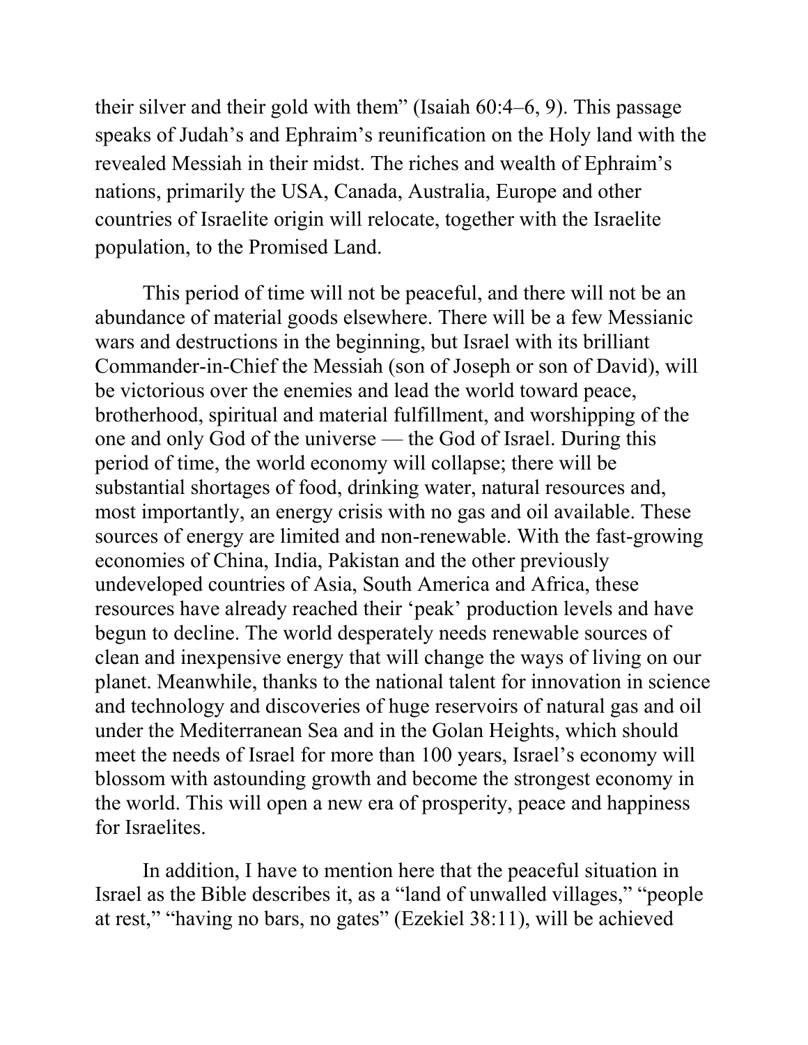their silver and their gold with them" (Isaiah 60:4–6, 9). This passage speaks of Judah's and Ephraim's reunification on the Holy land with the revealed Messiah in their midst. The riches and wealth of Ephraim's nations, primarily the USA, Canada, Australia, Europe and other countries of Israelite origin will relocate, together with the Israelite population, to the Promised Land.

This period of time will not be peaceful, and there will not be an abundance of material goods elsewhere. There will be a few Messianic wars and destructions in the beginning, but Israel with its brilliant Commander-in-Chief the Messiah (son of Joseph or son of David), will be victorious over the enemies and lead the world toward peace, brotherhood, spiritual and material fulfillment, and worshipping of the one and only God of the universe — the God of Israel. During this period of time, the world economy will collapse; there will be substantial shortages of food, drinking water, natural resources and, most importantly, an energy crisis with no gas and oil available. These sources of energy are limited and non-renewable. With the fast-growing economies of China, India, Pakistan and the other previously undeveloped countries of Asia, South America and Africa, these resources have already reached their 'peak' production levels and have begun to decline. The world desperately needs renewable sources of clean and inexpensive energy that will change the ways of living on our planet. Meanwhile, thanks to the national talent for innovation in science and technology and discoveries of huge reservoirs of natural gas and oil under the Mediterranean Sea and in the Golan Heights, which should meet the needs of Israel for more than 100 years, Israel's economy will blossom with astounding growth and become the strongest economy in the world. This will open a new era of prosperity, peace and happiness for Israelites.

In addition, I have to mention here that the peaceful situation in Israel as the Bible describes it, as a "land of unwalled villages," "people at rest," "having no bars, no gates" (Ezekiel 38:11), will be achieved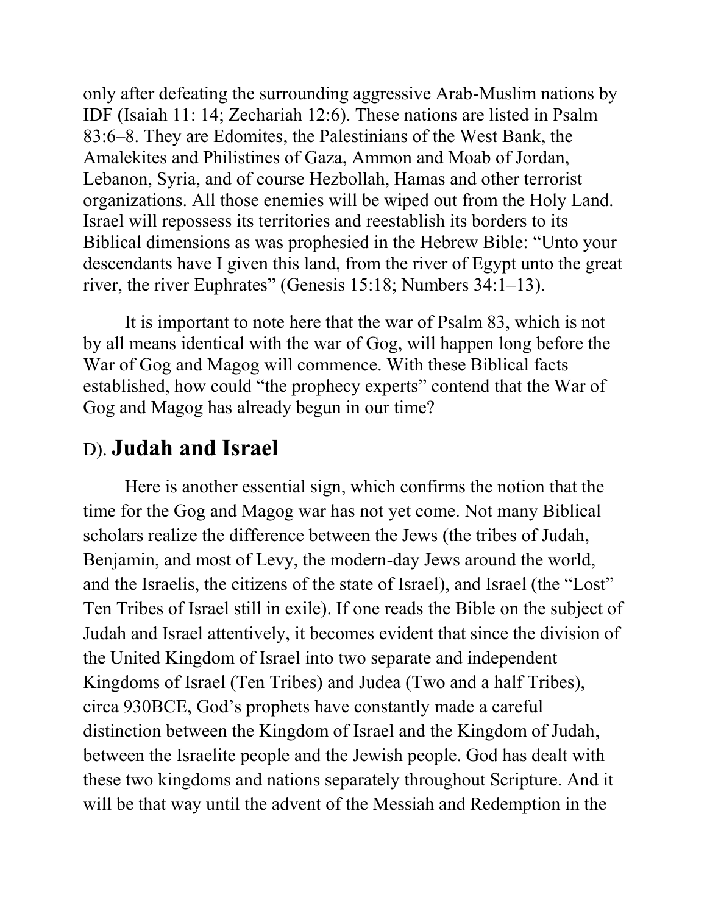only after defeating the surrounding aggressive Arab-Muslim nations by IDF (Isaiah 11: 14; Zechariah 12:6). These nations are listed in Psalm 83:6–8. They are Edomites, the Palestinians of the West Bank, the Amalekites and Philistines of Gaza, Ammon and Moab of Jordan, Lebanon, Syria, and of course Hezbollah, Hamas and other terrorist organizations. All those enemies will be wiped out from the Holy Land. Israel will repossess its territories and reestablish its borders to its Biblical dimensions as was prophesied in the Hebrew Bible: "Unto your descendants have I given this land, from the river of Egypt unto the great river, the river Euphrates" (Genesis 15:18; Numbers 34:1–13).

It is important to note here that the war of Psalm 83, which is not by all means identical with the war of Gog, will happen long before the War of Gog and Magog will commence. With these Biblical facts established, how could "the prophecy experts" contend that the War of Gog and Magog has already begun in our time?

## D). **Judah and Israel**

Here is another essential sign, which confirms the notion that the time for the Gog and Magog war has not yet come. Not many Biblical scholars realize the difference between the Jews (the tribes of Judah, Benjamin, and most of Levy, the modern-day Jews around the world, and the Israelis, the citizens of the state of Israel), and Israel (the "Lost" Ten Tribes of Israel still in exile). If one reads the Bible on the subject of Judah and Israel attentively, it becomes evident that since the division of the United Kingdom of Israel into two separate and independent Kingdoms of Israel (Ten Tribes) and Judea (Two and a half Tribes), circa 930BCE, God's prophets have constantly made a careful distinction between the Kingdom of Israel and the Kingdom of Judah, between the Israelite people and the Jewish people. God has dealt with these two kingdoms and nations separately throughout Scripture. And it will be that way until the advent of the Messiah and Redemption in the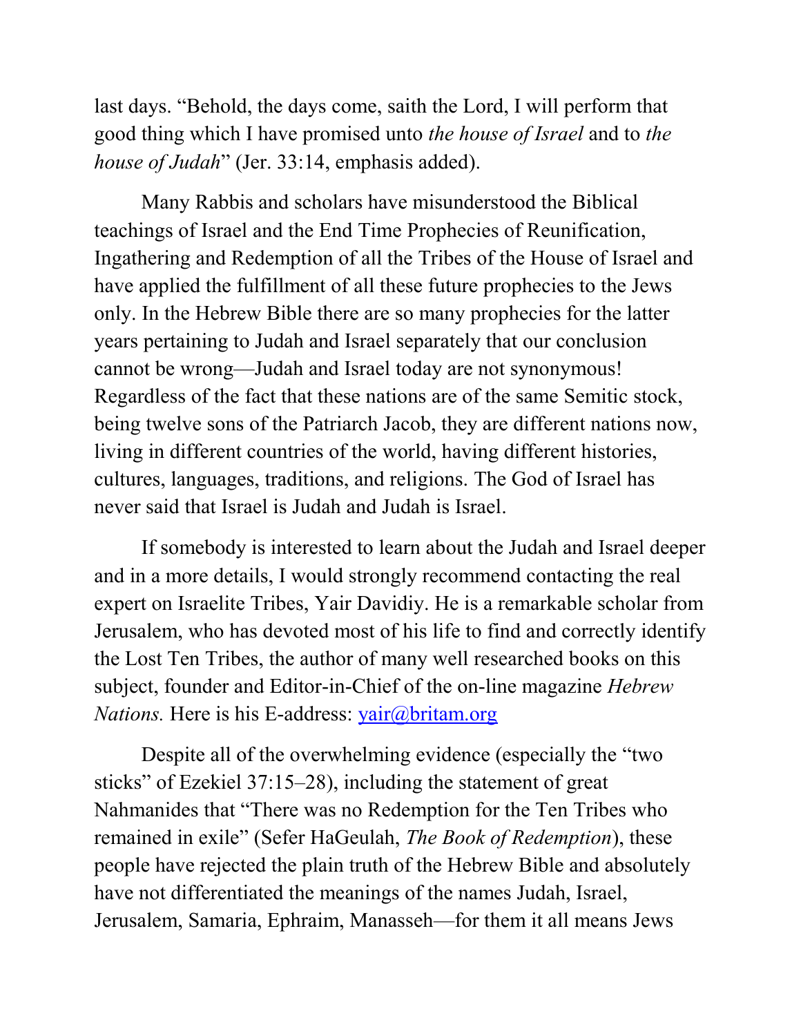last days. "Behold, the days come, saith the Lord, I will perform that good thing which I have promised unto *the house of Israel* and to *the house of Judah*" (Jer. 33:14, emphasis added).

Many Rabbis and scholars have misunderstood the Biblical teachings of Israel and the End Time Prophecies of Reunification, Ingathering and Redemption of all the Tribes of the House of Israel and have applied the fulfillment of all these future prophecies to the Jews only. In the Hebrew Bible there are so many prophecies for the latter years pertaining to Judah and Israel separately that our conclusion cannot be wrong—Judah and Israel today are not synonymous! Regardless of the fact that these nations are of the same Semitic stock, being twelve sons of the Patriarch Jacob, they are different nations now, living in different countries of the world, having different histories, cultures, languages, traditions, and religions. The God of Israel has never said that Israel is Judah and Judah is Israel.

If somebody is interested to learn about the Judah and Israel deeper and in a more details, I would strongly recommend contacting the real expert on Israelite Tribes, Yair Davidiy. He is a remarkable scholar from Jerusalem, who has devoted most of his life to find and correctly identify the Lost Ten Tribes, the author of many well researched books on this subject, founder and Editor-in-Chief of the on-line magazine *Hebrew Nations.* Here is his E-address: yair@britam.org

Despite all of the overwhelming evidence (especially the "two sticks" of Ezekiel 37:15–28), including the statement of great Nahmanides that "There was no Redemption for the Ten Tribes who remained in exile" (Sefer HaGeulah, *The Book of Redemption*), these people have rejected the plain truth of the Hebrew Bible and absolutely have not differentiated the meanings of the names Judah, Israel, Jerusalem, Samaria, Ephraim, Manasseh—for them it all means Jews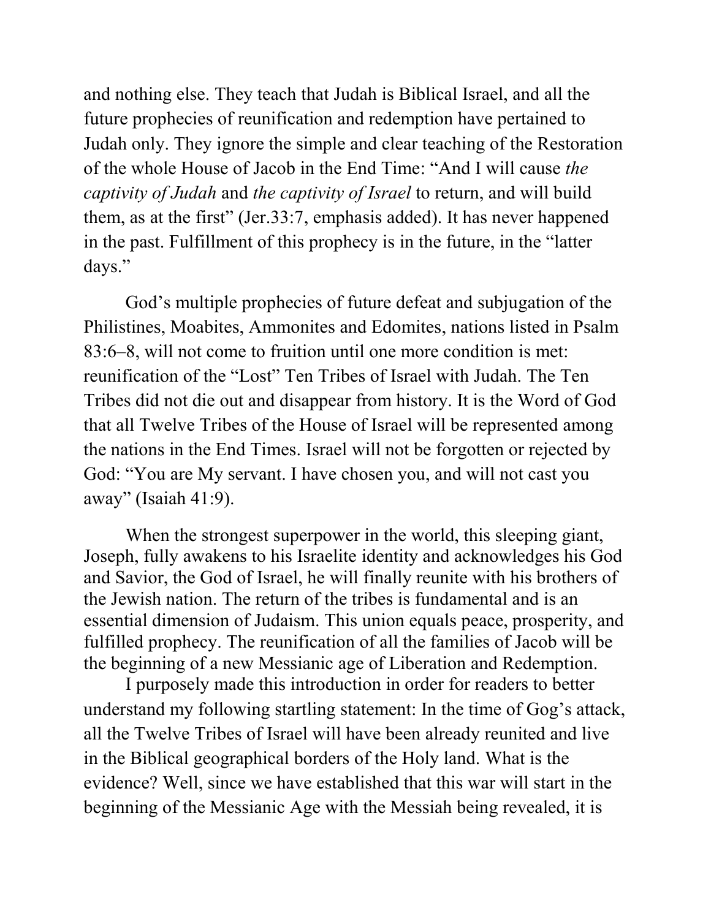and nothing else. They teach that Judah is Biblical Israel, and all the future prophecies of reunification and redemption have pertained to Judah only. They ignore the simple and clear teaching of the Restoration of the whole House of Jacob in the End Time: "And I will cause *the captivity of Judah* and *the captivity of Israel* to return, and will build them, as at the first" (Jer.33:7, emphasis added). It has never happened in the past. Fulfillment of this prophecy is in the future, in the "latter days."

God's multiple prophecies of future defeat and subjugation of the Philistines, Moabites, Ammonites and Edomites, nations listed in Psalm 83:6–8, will not come to fruition until one more condition is met: reunification of the "Lost" Ten Tribes of Israel with Judah. The Ten Tribes did not die out and disappear from history. It is the Word of God that all Twelve Tribes of the House of Israel will be represented among the nations in the End Times. Israel will not be forgotten or rejected by God: "You are My servant. I have chosen you, and will not cast you away" (Isaiah 41:9).

When the strongest superpower in the world, this sleeping giant, Joseph, fully awakens to his Israelite identity and acknowledges his God and Savior, the God of Israel, he will finally reunite with his brothers of the Jewish nation. The return of the tribes is fundamental and is an essential dimension of Judaism. This union equals peace, prosperity, and fulfilled prophecy. The reunification of all the families of Jacob will be the beginning of a new Messianic age of Liberation and Redemption.

I purposely made this introduction in order for readers to better understand my following startling statement: In the time of Gog's attack, all the Twelve Tribes of Israel will have been already reunited and live in the Biblical geographical borders of the Holy land. What is the evidence? Well, since we have established that this war will start in the beginning of the Messianic Age with the Messiah being revealed, it is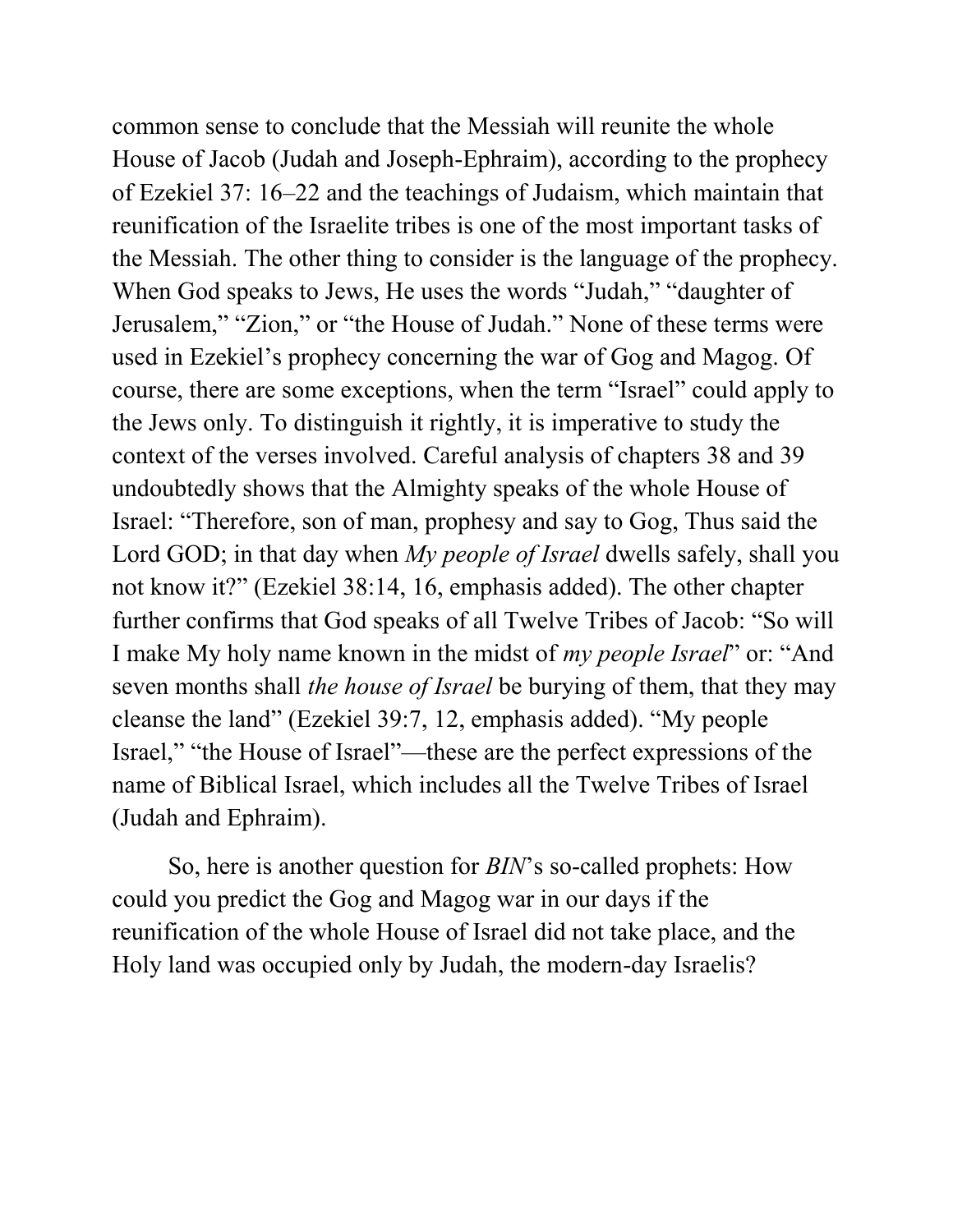common sense to conclude that the Messiah will reunite the whole House of Jacob (Judah and Joseph-Ephraim), according to the prophecy of Ezekiel 37: 16–22 and the teachings of Judaism, which maintain that reunification of the Israelite tribes is one of the most important tasks of the Messiah. The other thing to consider is the language of the prophecy. When God speaks to Jews, He uses the words "Judah," "daughter of Jerusalem," "Zion," or "the House of Judah." None of these terms were used in Ezekiel's prophecy concerning the war of Gog and Magog. Of course, there are some exceptions, when the term "Israel" could apply to the Jews only. To distinguish it rightly, it is imperative to study the context of the verses involved. Careful analysis of chapters 38 and 39 undoubtedly shows that the Almighty speaks of the whole House of Israel: "Therefore, son of man, prophesy and say to Gog, Thus said the Lord GOD; in that day when *My people of Israel* dwells safely, shall you not know it?" (Ezekiel 38:14, 16, emphasis added). The other chapter further confirms that God speaks of all Twelve Tribes of Jacob: "So will I make My holy name known in the midst of *my people Israel*" or: "And seven months shall *the house of Israel* be burying of them, that they may cleanse the land" (Ezekiel 39:7, 12, emphasis added). "My people Israel," "the House of Israel"—these are the perfect expressions of the name of Biblical Israel, which includes all the Twelve Tribes of Israel (Judah and Ephraim).

So, here is another question for *BIN*'s so-called prophets: How could you predict the Gog and Magog war in our days if the reunification of the whole House of Israel did not take place, and the Holy land was occupied only by Judah, the modern-day Israelis?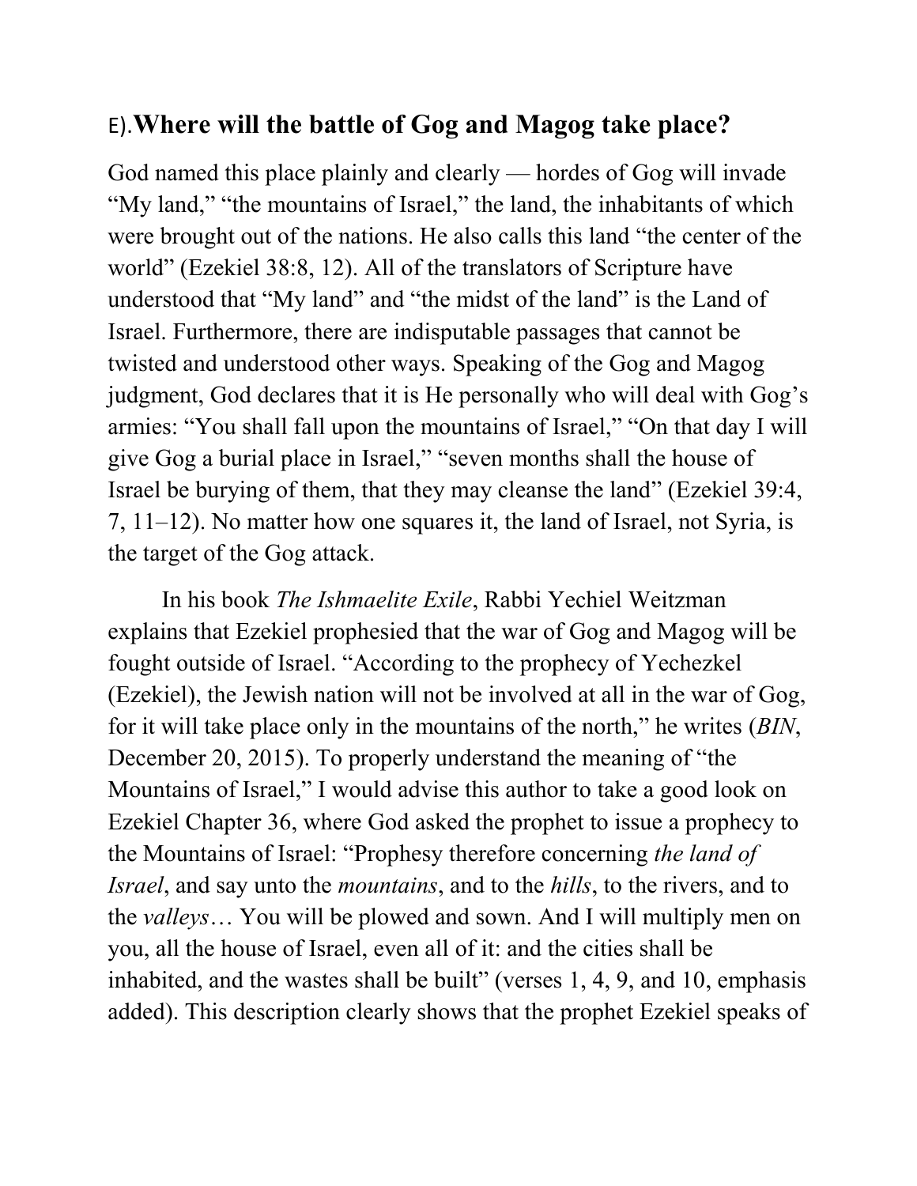## E).**Where will the battle of Gog and Magog take place?**

God named this place plainly and clearly — hordes of Gog will invade "My land," "the mountains of Israel," the land, the inhabitants of which were brought out of the nations. He also calls this land "the center of the world" (Ezekiel 38:8, 12). All of the translators of Scripture have understood that "My land" and "the midst of the land" is the Land of Israel. Furthermore, there are indisputable passages that cannot be twisted and understood other ways. Speaking of the Gog and Magog judgment, God declares that it is He personally who will deal with Gog's armies: "You shall fall upon the mountains of Israel," "On that day I will give Gog a burial place in Israel," "seven months shall the house of Israel be burying of them, that they may cleanse the land" (Ezekiel 39:4, 7, 11–12). No matter how one squares it, the land of Israel, not Syria, is the target of the Gog attack.

In his book *The Ishmaelite Exile*, Rabbi Yechiel Weitzman explains that Ezekiel prophesied that the war of Gog and Magog will be fought outside of Israel. "According to the prophecy of Yechezkel (Ezekiel), the Jewish nation will not be involved at all in the war of Gog, for it will take place only in the mountains of the north," he writes (*BIN*, December 20, 2015). To properly understand the meaning of "the Mountains of Israel," I would advise this author to take a good look on Ezekiel Chapter 36, where God asked the prophet to issue a prophecy to the Mountains of Israel: "Prophesy therefore concerning *the land of Israel*, and say unto the *mountains*, and to the *hills*, to the rivers, and to the *valleys*… You will be plowed and sown. And I will multiply men on you, all the house of Israel, even all of it: and the cities shall be inhabited, and the wastes shall be built" (verses 1, 4, 9, and 10, emphasis added). This description clearly shows that the prophet Ezekiel speaks of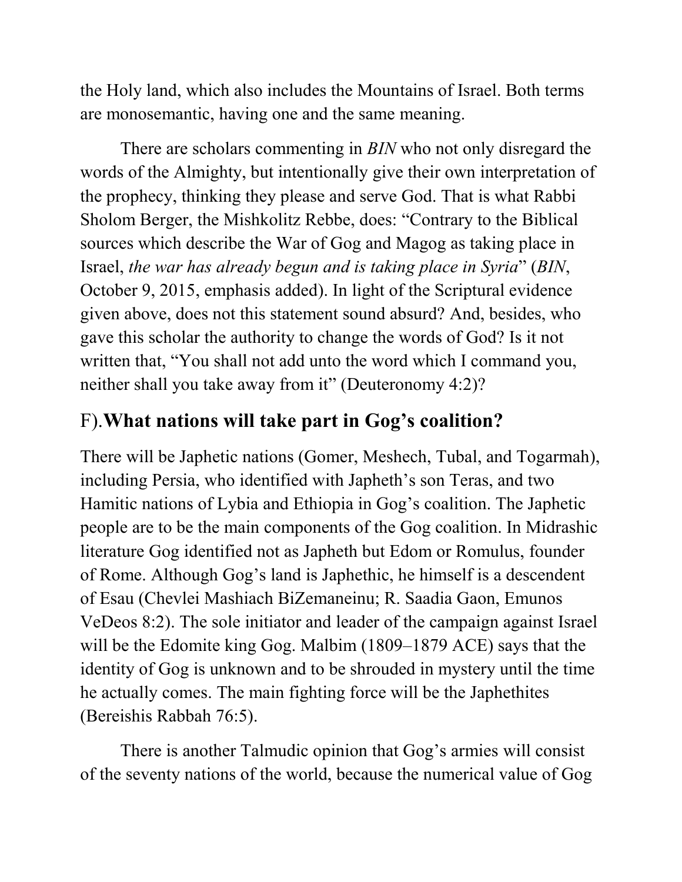the Holy land, which also includes the Mountains of Israel. Both terms are monosemantic, having one and the same meaning.

There are scholars commenting in *BIN* who not only disregard the words of the Almighty, but intentionally give their own interpretation of the prophecy, thinking they please and serve God. That is what Rabbi Sholom Berger, the Mishkolitz Rebbe, does: “Contrary to the Biblical sources which describe the War of Gog and Magog as taking place in Israel, *the war has already begun and is taking place in Syria*” (*BIN*, October 9, 2015, emphasis added). In light of the Scriptural evidence given above, does not this statement sound absurd? And, besides, who gave this scholar the authority to change the words of God? Is it not written that, “You shall not add unto the word which I command you, neither shall you take away from it” (Deuteronomy 4:2)?

## F).**What nations will take part in Gog’s coalition?**

There will be Japhetic nations (Gomer, Meshech, Tubal, and Togarmah), including Persia, who identified with Japheth’s son Teras, and two Hamitic nations of Lybia and Ethiopia in Gog’s coalition. The Japhetic people are to be the main components of the Gog coalition. In Midrashic literature Gog identified not as Japheth but Edom or Romulus, founder of Rome. Although Gog’s land is Japhethic, he himself is a descendent of Esau (Chevlei Mashiach BiZemaneinu; R. Saadia Gaon, Emunos VeDeos 8:2). The sole initiator and leader of the campaign against Israel will be the Edomite king Gog. Malbim (1809–1879 ACE) says that the identity of Gog is unknown and to be shrouded in mystery until the time he actually comes. The main fighting force will be the Japhethites (Bereishis Rabbah 76:5).

There is another Talmudic opinion that Gog’s armies will consist of the seventy nations of the world, because the numerical value of Gog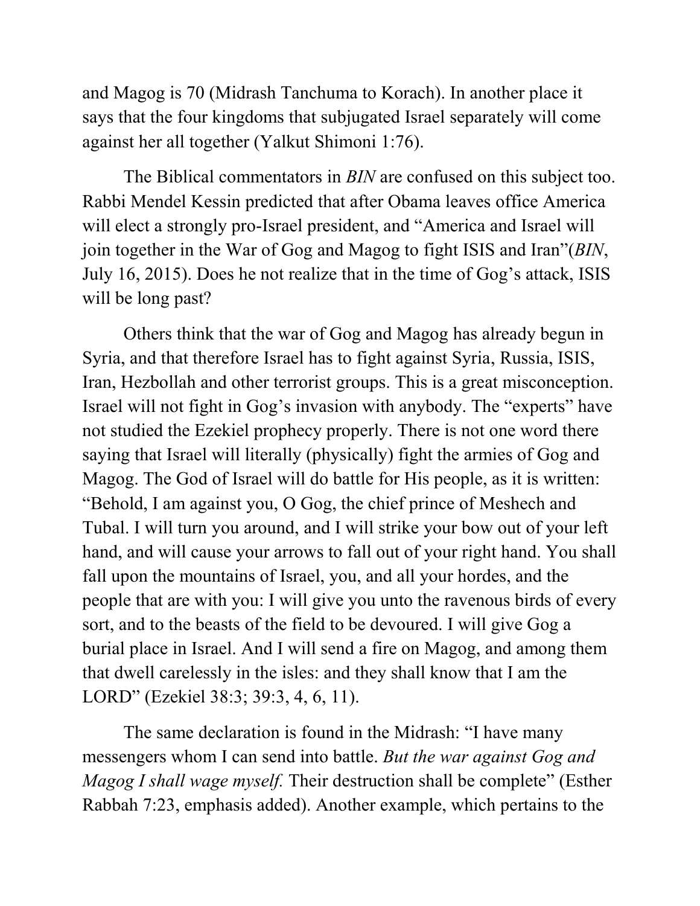and Magog is 70 (Midrash Tanchuma to Korach). In another place it says that the four kingdoms that subjugated Israel separately will come against her all together (Yalkut Shimoni 1:76).

The Biblical commentators in *BIN* are confused on this subject too. Rabbi Mendel Kessin predicted that after Obama leaves office America will elect a strongly pro-Israel president, and "America and Israel will join together in the War of Gog and Magog to fight ISIS and Iran"(*BIN*, July 16, 2015). Does he not realize that in the time of Gog's attack, ISIS will be long past?

Others think that the war of Gog and Magog has already begun in Syria, and that therefore Israel has to fight against Syria, Russia, ISIS, Iran, Hezbollah and other terrorist groups. This is a great misconception. Israel will not fight in Gog's invasion with anybody. The "experts" have not studied the Ezekiel prophecy properly. There is not one word there saying that Israel will literally (physically) fight the armies of Gog and Magog. The God of Israel will do battle for His people, as it is written: "Behold, I am against you, O Gog, the chief prince of Meshech and Tubal. I will turn you around, and I will strike your bow out of your left hand, and will cause your arrows to fall out of your right hand. You shall fall upon the mountains of Israel, you, and all your hordes, and the people that are with you: I will give you unto the ravenous birds of every sort, and to the beasts of the field to be devoured. I will give Gog a burial place in Israel. And I will send a fire on Magog, and among them that dwell carelessly in the isles: and they shall know that I am the LORD" (Ezekiel 38:3; 39:3, 4, 6, 11).

The same declaration is found in the Midrash: "I have many messengers whom I can send into battle. *But the war against Gog and Magog I shall wage myself.* Their destruction shall be complete" (Esther Rabbah 7:23, emphasis added). Another example, which pertains to the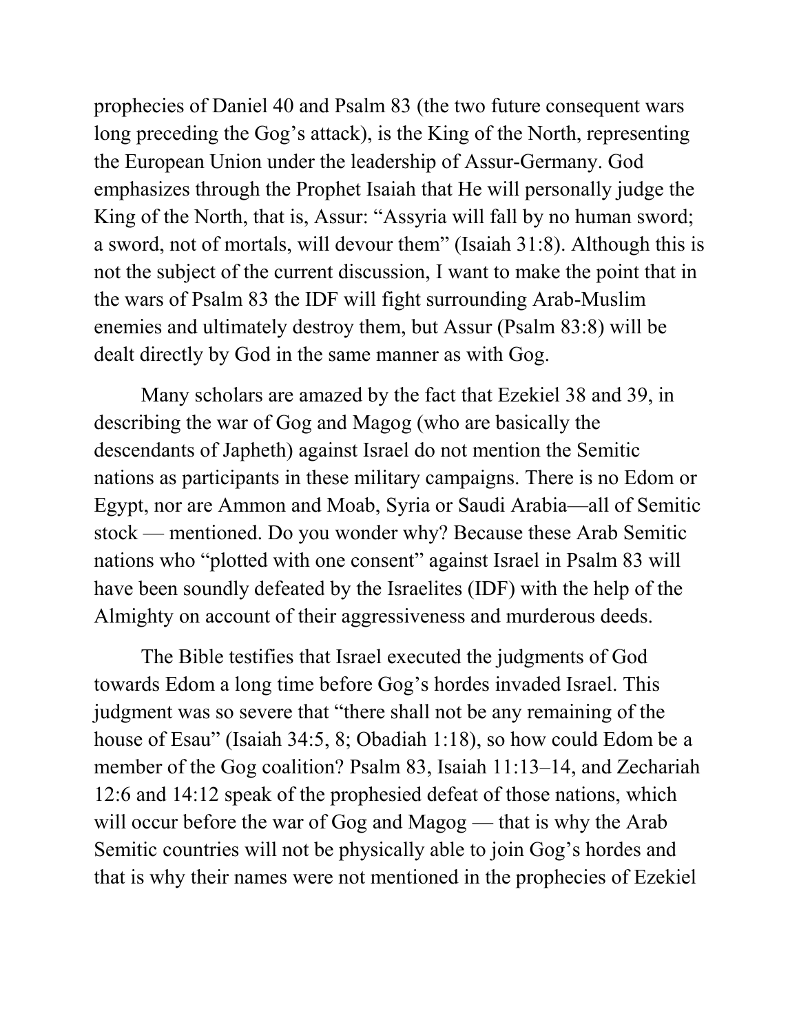prophecies of Daniel 40 and Psalm 83 (the two future consequent wars long preceding the Gog's attack), is the King of the North, representing the European Union under the leadership of Assur-Germany. God emphasizes through the Prophet Isaiah that He will personally judge the King of the North, that is, Assur: "Assyria will fall by no human sword; a sword, not of mortals, will devour them" (Isaiah 31:8). Although this is not the subject of the current discussion, I want to make the point that in the wars of Psalm 83 the IDF will fight surrounding Arab-Muslim enemies and ultimately destroy them, but Assur (Psalm 83:8) will be dealt directly by God in the same manner as with Gog.

Many scholars are amazed by the fact that Ezekiel 38 and 39, in describing the war of Gog and Magog (who are basically the descendants of Japheth) against Israel do not mention the Semitic nations as participants in these military campaigns. There is no Edom or Egypt, nor are Ammon and Moab, Syria or Saudi Arabia—all of Semitic stock — mentioned. Do you wonder why? Because these Arab Semitic nations who "plotted with one consent" against Israel in Psalm 83 will have been soundly defeated by the Israelites (IDF) with the help of the Almighty on account of their aggressiveness and murderous deeds.

The Bible testifies that Israel executed the judgments of God towards Edom a long time before Gog's hordes invaded Israel. This judgment was so severe that "there shall not be any remaining of the house of Esau" (Isaiah 34:5, 8; Obadiah 1:18), so how could Edom be a member of the Gog coalition? Psalm 83, Isaiah 11:13–14, and Zechariah 12:6 and 14:12 speak of the prophesied defeat of those nations, which will occur before the war of Gog and Magog — that is why the Arab Semitic countries will not be physically able to join Gog's hordes and that is why their names were not mentioned in the prophecies of Ezekiel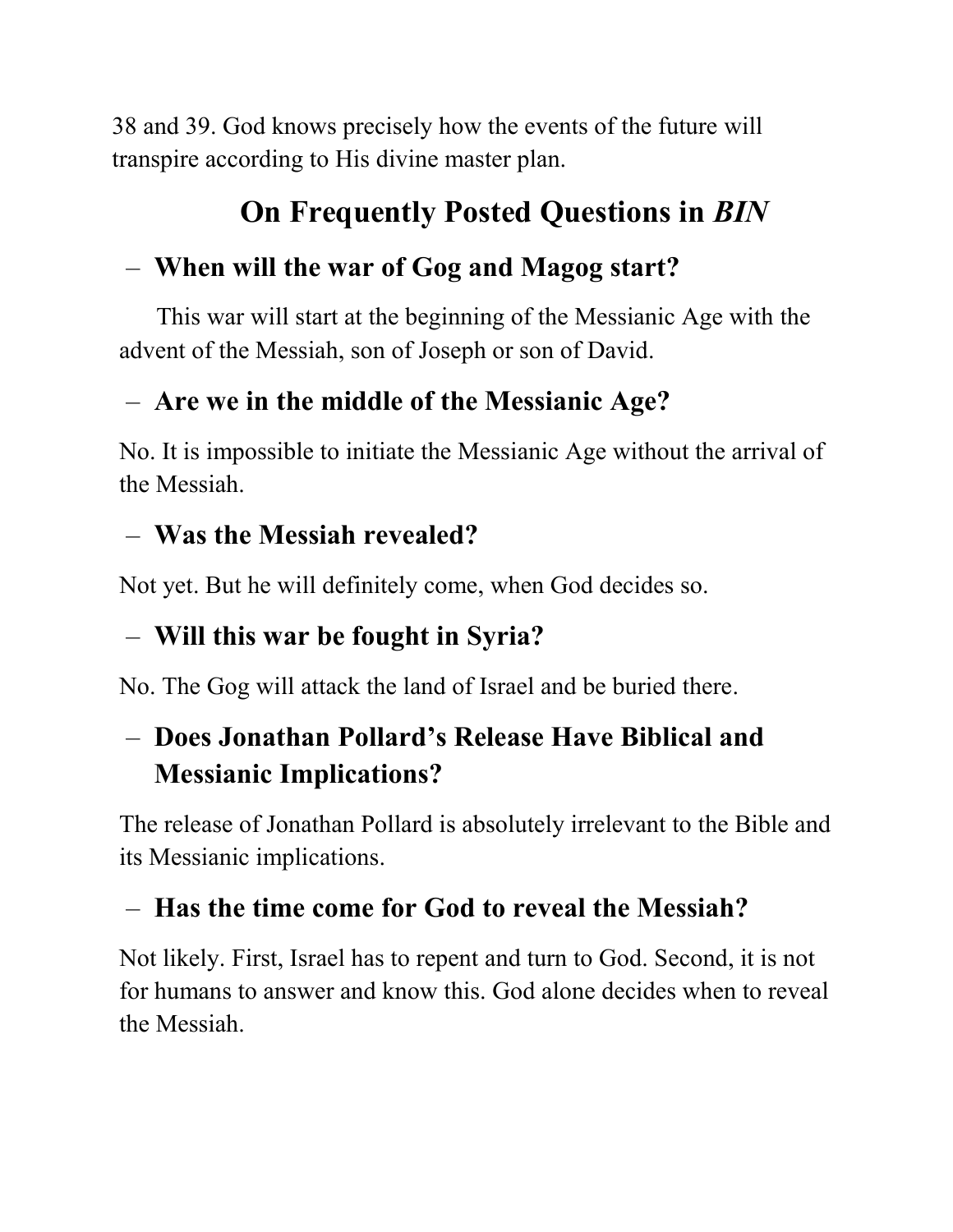38 and 39. God knows precisely how the events of the future will transpire according to His divine master plan.

## On Frequently Posted Questions in *BIN*

### – When will the war of Gog and Magog start?

This war will start at the beginning of the Messianic Age with the advent of the Messiah, son of Joseph or son of David.

### – Are we in the middle of the Messianic Age?

No. It is impossible to initiate the Messianic Age without the arrival of the Messiah.

### – Was the Messiah revealed?

Not yet. But he will definitely come, when God decides so.

### – Will this war be fought in Syria?

No. The Gog will attack the land of Israel and be buried there.

### – Does Jonathan Pollard's Release Have Biblical and Messianic Implications?

The release of Jonathan Pollard is absolutely irrelevant to the Bible and its Messianic implications.

### – Has the time come for God to reveal the Messiah?

Not likely. First, Israel has to repent and turn to God. Second, it is not for humans to answer and know this. God alone decides when to reveal the Messiah.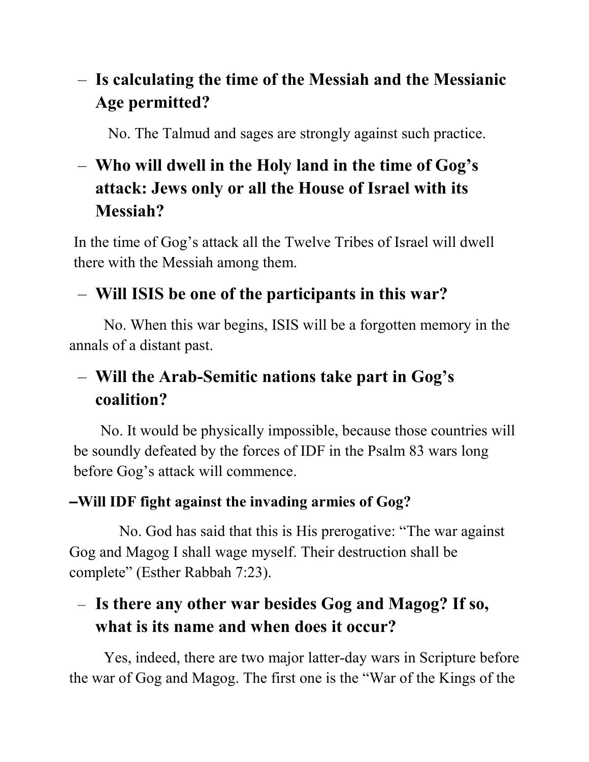## – Is calculating the time of the Messiah and the Messianic Age permitted?

No. The Talmud and sages are strongly against such practice.

## – Who will dwell in the Holy land in the time of Gog's attack: Jews only or all the House of Israel with its Messiah?

In the time of Gog's attack all the Twelve Tribes of Israel will dwell there with the Messiah among them.

## – Will ISIS be one of the participants in this war?

No. When this war begins, ISIS will be a forgotten memory in the annals of a distant past.

## – Will the Arab-Semitic nations take part in Gog's coalition?

No. It would be physically impossible, because those countries will be soundly defeated by the forces of IDF in the Psalm 83 wars long before Gog's attack will commence.

**–Will IDF fight against the invading armies of Gog?**

No. God has said that this is His prerogative: "The war against Gog and Magog I shall wage myself. Their destruction shall be complete" (Esther Rabbah 7:23).

## – Is there any other war besides Gog and Magog? If so, what is its name and when does it occur?

Yes, indeed, there are two major latter-day wars in Scripture before the war of Gog and Magog. The first one is the "War of the Kings of the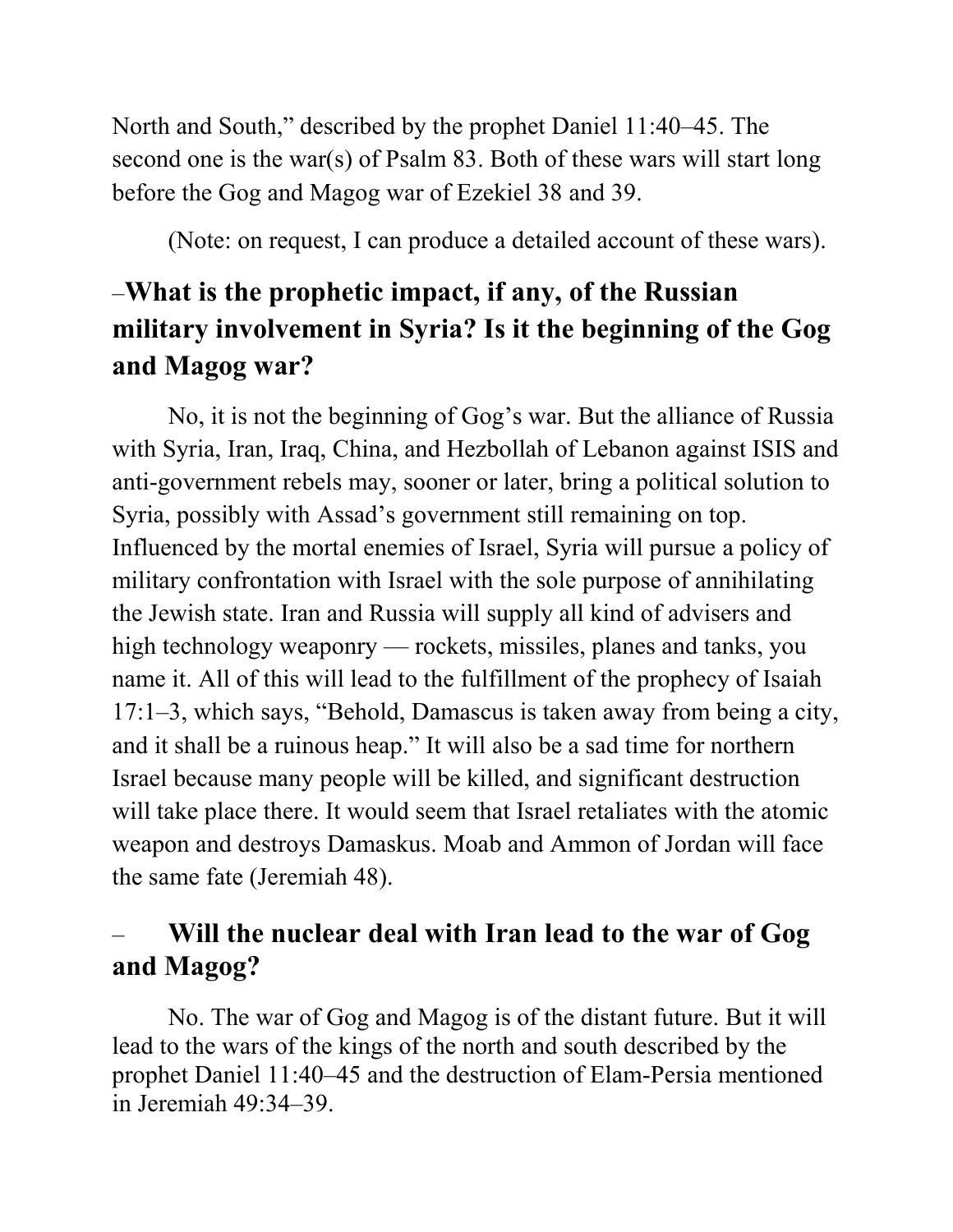North and South," described by the prophet Daniel 11:40–45. The second one is the war(s) of Psalm 83. Both of these wars will start long before the Gog and Magog war of Ezekiel 38 and 39.

(Note: on request, I can produce a detailed account of these wars).

## –What is the prophetic impact, if any, of the Russian military involvement in Syria? Is it the beginning of the Gog and Magog war?

No, it is not the beginning of Gog's war. But the alliance of Russia with Syria, Iran, Iraq, China, and Hezbollah of Lebanon against ISIS and anti-government rebels may, sooner or later, bring a political solution to Syria, possibly with Assad's government still remaining on top. Influenced by the mortal enemies of Israel, Syria will pursue a policy of military confrontation with Israel with the sole purpose of annihilating the Jewish state. Iran and Russia will supply all kind of advisers and high technology weaponry — rockets, missiles, planes and tanks, you name it. All of this will lead to the fulfillment of the prophecy of Isaiah 17:1–3, which says, "Behold, Damascus is taken away from being a city, and it shall be a ruinous heap." It will also be a sad time for northern Israel because many people will be killed, and significant destruction will take place there. It would seem that Israel retaliates with the atomic weapon and destroys Damaskus. Moab and Ammon of Jordan will face the same fate (Jeremiah 48).

## – Will the nuclear deal with Iran lead to the war of Gog and Magog?

No. The war of Gog and Magog is of the distant future. But it will lead to the wars of the kings of the north and south described by the prophet Daniel 11:40–45 and the destruction of Elam-Persia mentioned in Jeremiah 49:34–39.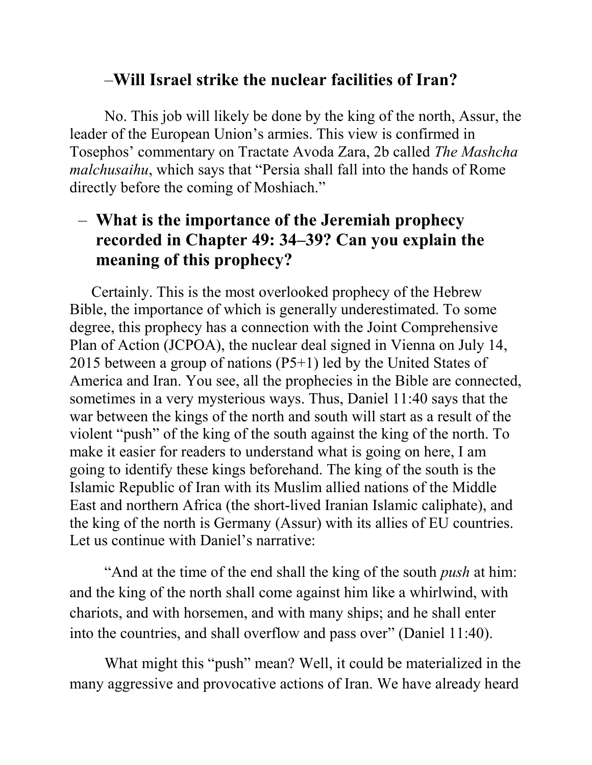## –Will Israel strike the nuclear facilities of Iran?

No. This job will likely be done by the king of the north, Assur, the leader of the European Union's armies. This view is confirmed in Tosephos' commentary on Tractate Avoda Zara, 2b called *The Mashcha malchusaihu*, which says that "Persia shall fall into the hands of Rome directly before the coming of Moshiach."

## – What is the importance of the Jeremiah prophecy recorded in Chapter 49: 34–39? Can you explain the meaning of this prophecy?

Certainly. This is the most overlooked prophecy of the Hebrew Bible, the importance of which is generally underestimated. To some degree, this prophecy has a connection with the Joint Comprehensive Plan of Action (JCPOA), the nuclear deal signed in Vienna on July 14, 2015 between a group of nations (P5+1) led by the United States of America and Iran. You see, all the prophecies in the Bible are connected, sometimes in a very mysterious ways. Thus, Daniel 11:40 says that the war between the kings of the north and south will start as a result of the violent "push" of the king of the south against the king of the north. To make it easier for readers to understand what is going on here, I am going to identify these kings beforehand. The king of the south is the Islamic Republic of Iran with its Muslim allied nations of the Middle East and northern Africa (the short-lived Iranian Islamic caliphate), and the king of the north is Germany (Assur) with its allies of EU countries. Let us continue with Daniel's narrative:

"And at the time of the end shall the king of the south *push* at him: and the king of the north shall come against him like a whirlwind, with chariots, and with horsemen, and with many ships; and he shall enter into the countries, and shall overflow and pass over" (Daniel 11:40).

What might this "push" mean? Well, it could be materialized in the many aggressive and provocative actions of Iran. We have already heard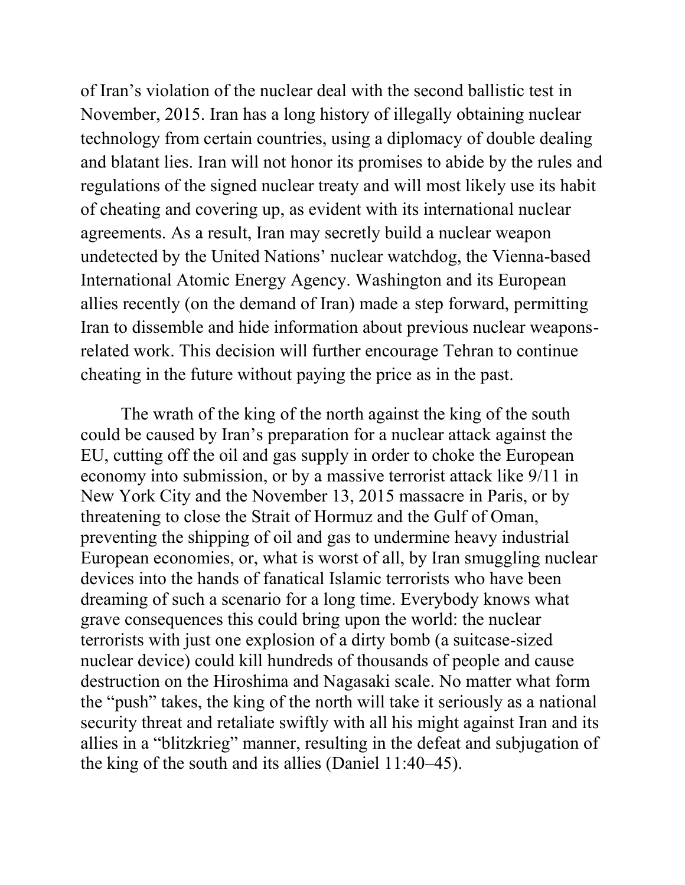of Iran's violation of the nuclear deal with the second ballistic test in November, 2015. Iran has a long history of illegally obtaining nuclear technology from certain countries, using a diplomacy of double dealing and blatant lies. Iran will not honor its promises to abide by the rules and regulations of the signed nuclear treaty and will most likely use its habit of cheating and covering up, as evident with its international nuclear agreements. As a result, Iran may secretly build a nuclear weapon undetected by the United Nations' nuclear watchdog, the Vienna-based International Atomic Energy Agency. Washington and its European allies recently (on the demand of Iran) made a step forward, permitting Iran to dissemble and hide information about previous nuclear weapons-related work. This decision will further encourage Tehran to continue cheating in the future without paying the price as in the past.

The wrath of the king of the north against the king of the south could be caused by Iran's preparation for a nuclear attack against the EU, cutting off the oil and gas supply in order to choke the European economy into submission, or by a massive terrorist attack like 9/11 in New York City and the November 13, 2015 massacre in Paris, or by threatening to close the Strait of Hormuz and the Gulf of Oman, preventing the shipping of oil and gas to undermine heavy industrial European economies, or, what is worst of all, by Iran smuggling nuclear devices into the hands of fanatical Islamic terrorists who have been dreaming of such a scenario for a long time. Everybody knows what grave consequences this could bring upon the world: the nuclear terrorists with just one explosion of a dirty bomb (a suitcase-sized nuclear device) could kill hundreds of thousands of people and cause destruction on the Hiroshima and Nagasaki scale. No matter what form the "push" takes, the king of the north will take it seriously as a national security threat and retaliate swiftly with all his might against Iran and its allies in a "blitzkrieg" manner, resulting in the defeat and subjugation of the king of the south and its allies (Daniel 11:40–45).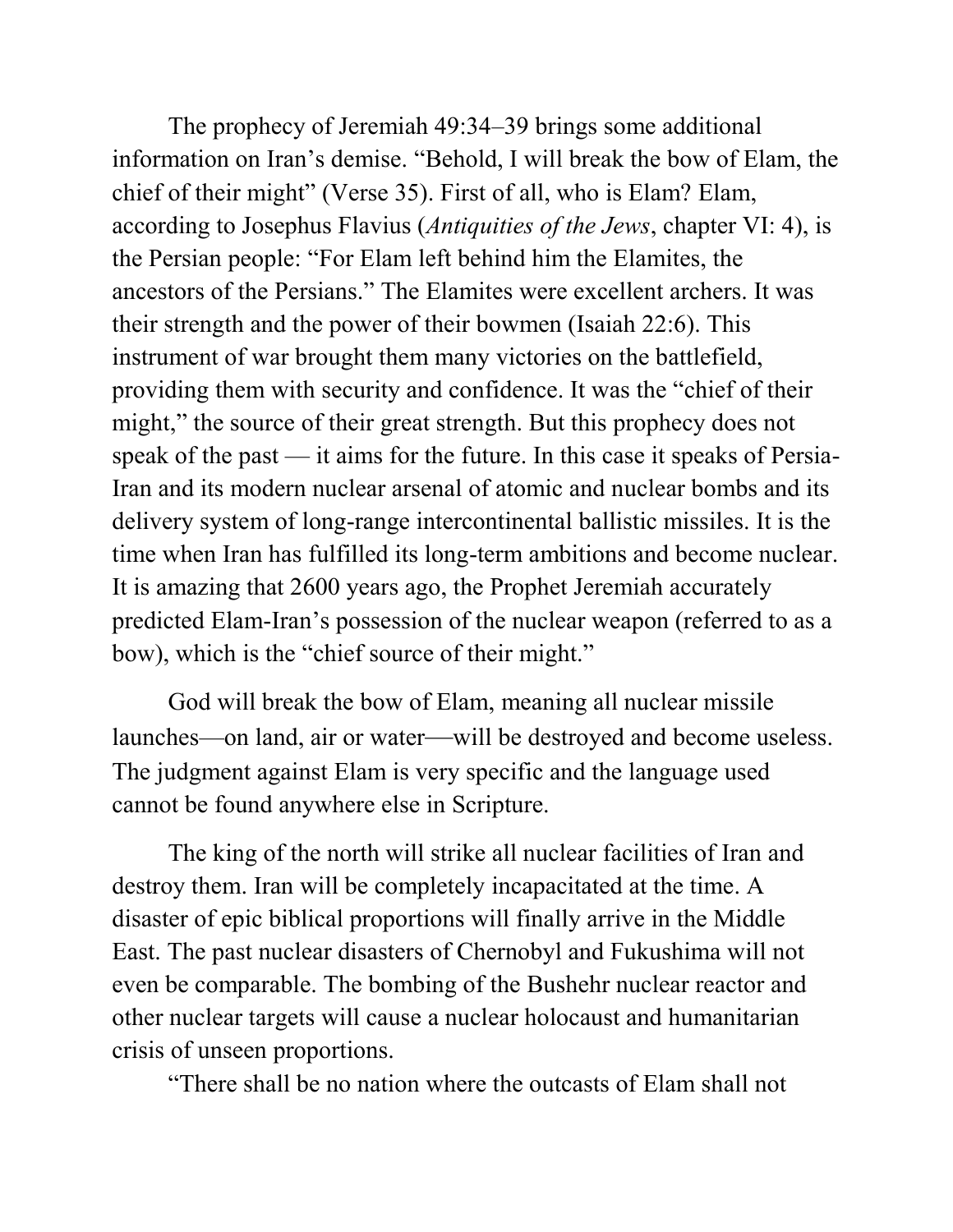The prophecy of Jeremiah 49:34–39 brings some additional information on Iran's demise. "Behold, I will break the bow of Elam, the chief of their might" (Verse 35). First of all, who is Elam? Elam, according to Josephus Flavius (*Antiquities of the Jews*, chapter VI: 4), is the Persian people: "For Elam left behind him the Elamites, the ancestors of the Persians." The Elamites were excellent archers. It was their strength and the power of their bowmen (Isaiah 22:6). This instrument of war brought them many victories on the battlefield, providing them with security and confidence. It was the "chief of their might," the source of their great strength. But this prophecy does not speak of the past — it aims for the future. In this case it speaks of Persia-Iran and its modern nuclear arsenal of atomic and nuclear bombs and its delivery system of long-range intercontinental ballistic missiles. It is the time when Iran has fulfilled its long-term ambitions and become nuclear. It is amazing that 2600 years ago, the Prophet Jeremiah accurately predicted Elam-Iran's possession of the nuclear weapon (referred to as a bow), which is the "chief source of their might."

God will break the bow of Elam, meaning all nuclear missile launches—on land, air or water—will be destroyed and become useless. The judgment against Elam is very specific and the language used cannot be found anywhere else in Scripture.

The king of the north will strike all nuclear facilities of Iran and destroy them. Iran will be completely incapacitated at the time. A disaster of epic biblical proportions will finally arrive in the Middle East. The past nuclear disasters of Chernobyl and Fukushima will not even be comparable. The bombing of the Bushehr nuclear reactor and other nuclear targets will cause a nuclear holocaust and humanitarian crisis of unseen proportions.

"There shall be no nation where the outcasts of Elam shall not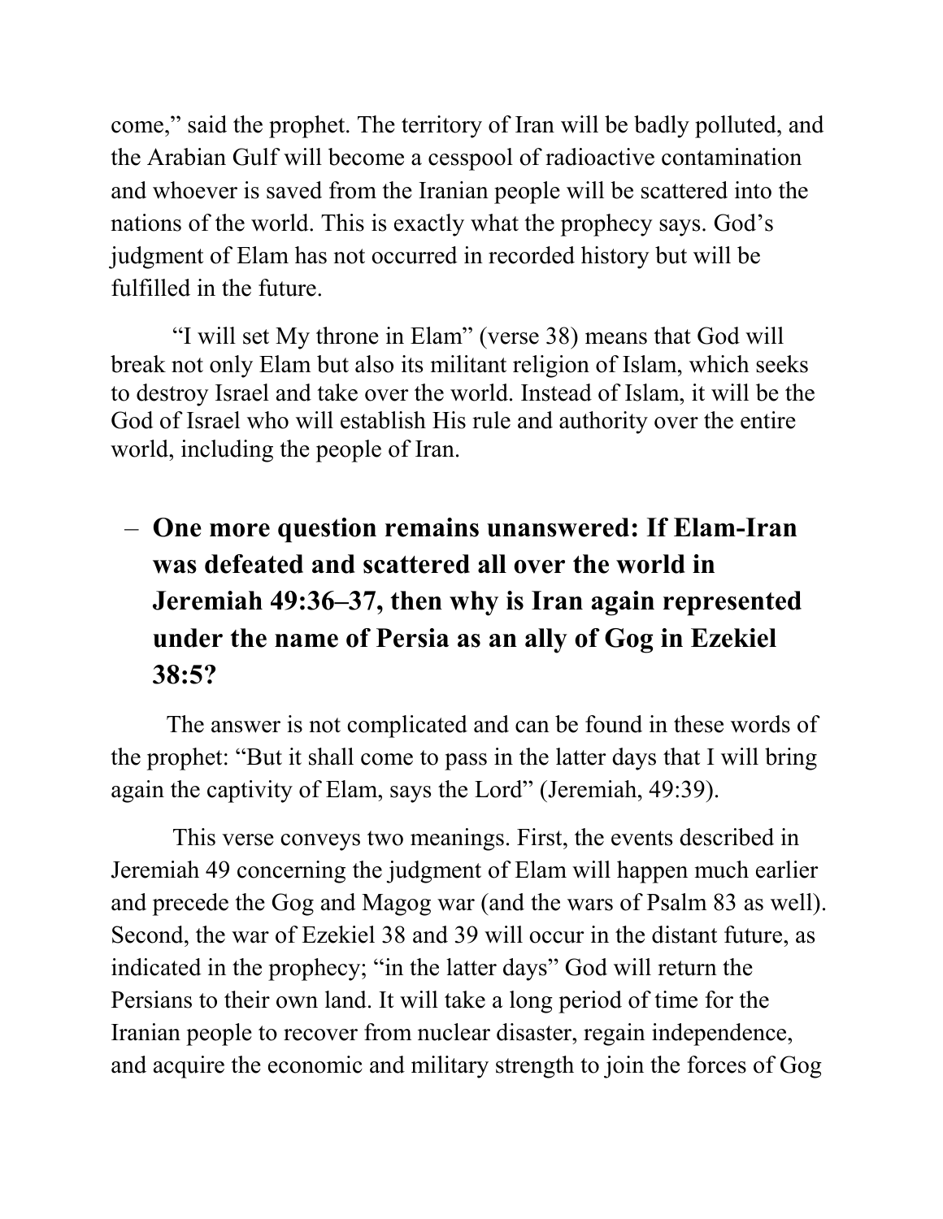come," said the prophet. The territory of Iran will be badly polluted, and the Arabian Gulf will become a cesspool of radioactive contamination and whoever is saved from the Iranian people will be scattered into the nations of the world. This is exactly what the prophecy says. God's judgment of Elam has not occurred in recorded history but will be fulfilled in the future.

"I will set My throne in Elam" (verse 38) means that God will break not only Elam but also its militant religion of Islam, which seeks to destroy Israel and take over the world. Instead of Islam, it will be the God of Israel who will establish His rule and authority over the entire world, including the people of Iran.

– **One more question remains unanswered: If Elam-Iran was defeated and scattered all over the world in Jeremiah 49:36–37, then why is Iran again represented under the name of Persia as an ally of Gog in Ezekiel 38:5?**

The answer is not complicated and can be found in these words of the prophet: "But it shall come to pass in the latter days that I will bring again the captivity of Elam, says the Lord" (Jeremiah, 49:39).

This verse conveys two meanings. First, the events described in Jeremiah 49 concerning the judgment of Elam will happen much earlier and precede the Gog and Magog war (and the wars of Psalm 83 as well). Second, the war of Ezekiel 38 and 39 will occur in the distant future, as indicated in the prophecy; "in the latter days" God will return the Persians to their own land. It will take a long period of time for the Iranian people to recover from nuclear disaster, regain independence, and acquire the economic and military strength to join the forces of Gog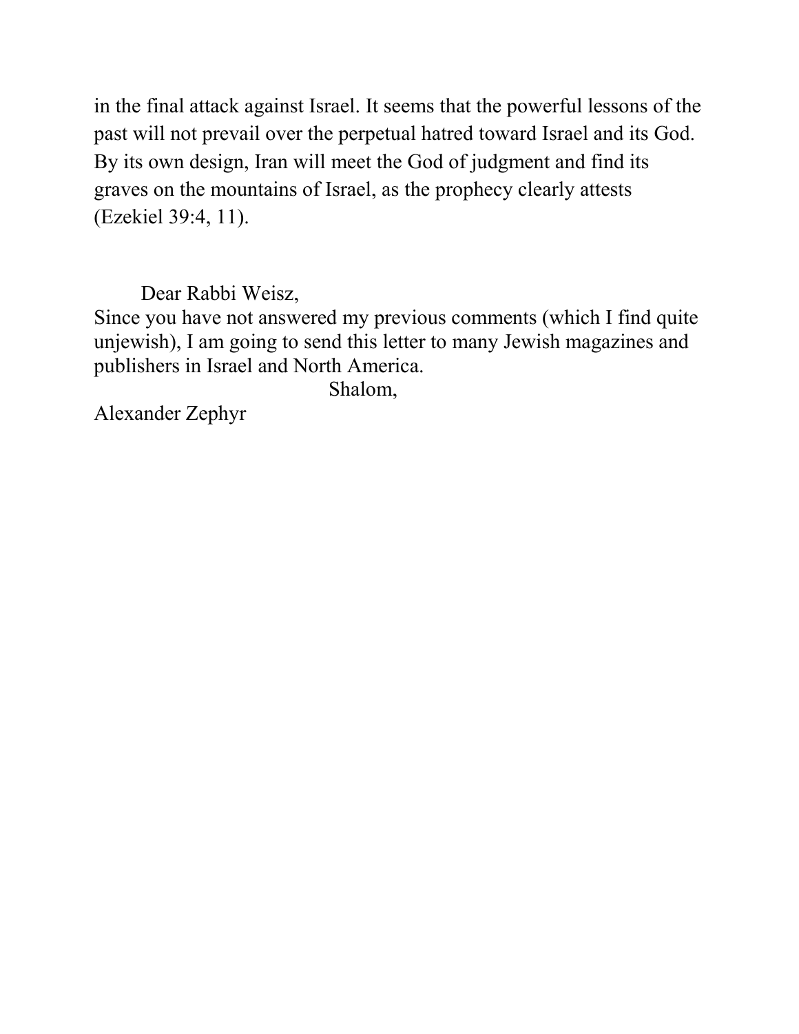in the final attack against Israel. It seems that the powerful lessons of the past will not prevail over the perpetual hatred toward Israel and its God. By its own design, Iran will meet the God of judgment and find its graves on the mountains of Israel, as the prophecy clearly attests (Ezekiel 39:4, 11).

Dear Rabbi Weisz,

Since you have not answered my previous comments (which I find quite unjewish), I am going to send this letter to many Jewish magazines and publishers in Israel and North America.

Shalom,

Alexander Zephyr